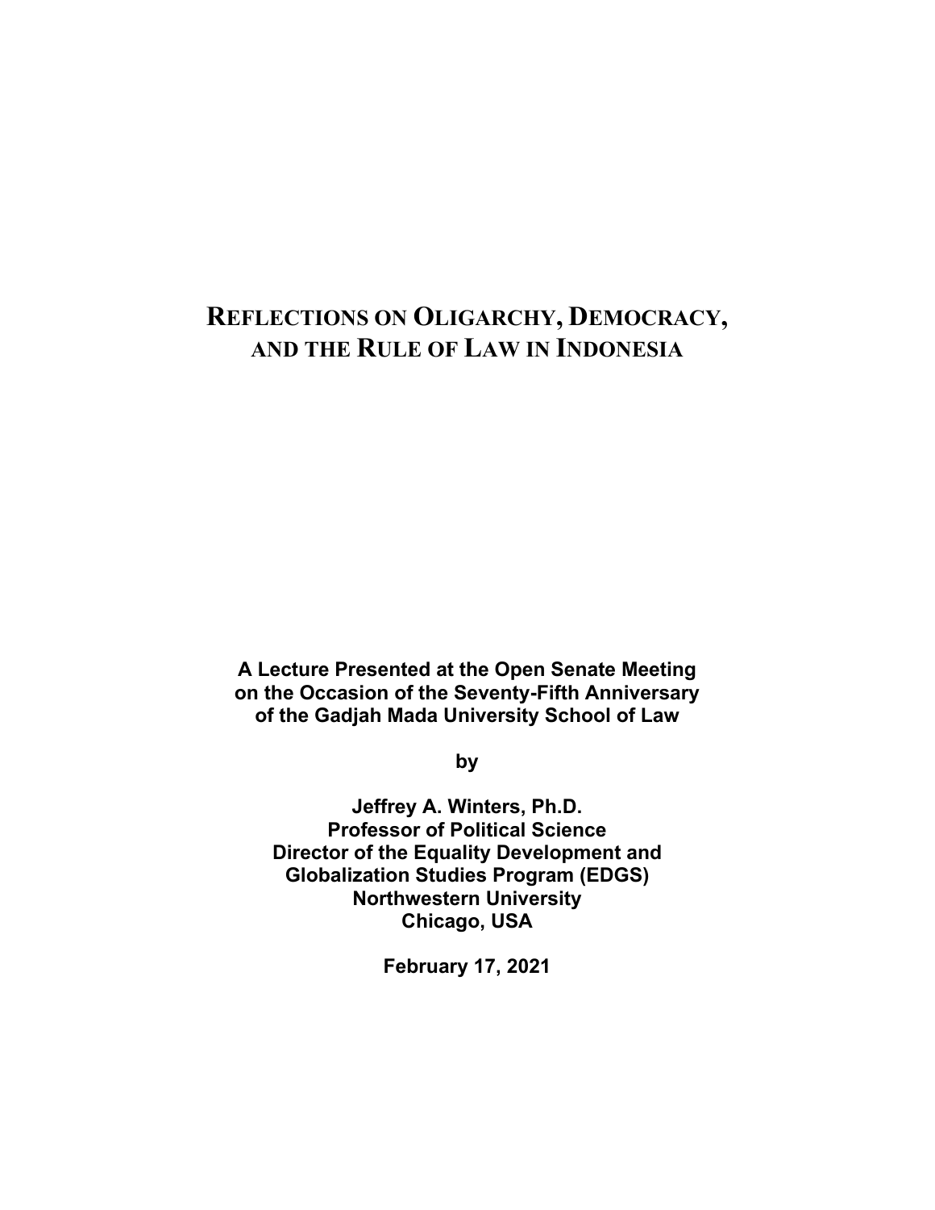# Reflections on Oligarchy, Democracy, and the Rule of Law in Indonesia

**A Lecture Presented at the Open Senate Meeting on the Occasion of the Seventy-Fifth Anniversary of the Gadjah Mada University School of Law**

**by**

**Jeffrey A. Winters, Ph.D.**
**Professor of Political Science**
**Director of the Equality Development and Globalization Studies Program (EDGS)**
**Northwestern University**
**Chicago, USA**

**February 17, 2021**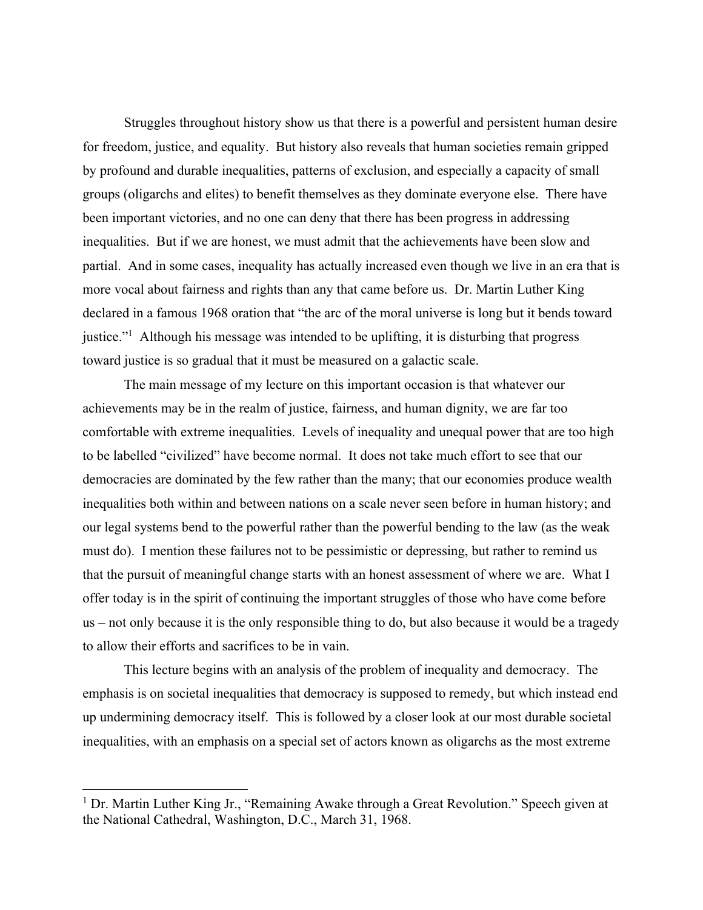Struggles throughout history show us that there is a powerful and persistent human desire for freedom, justice, and equality. But history also reveals that human societies remain gripped by profound and durable inequalities, patterns of exclusion, and especially a capacity of small groups (oligarchs and elites) to benefit themselves as they dominate everyone else. There have been important victories, and no one can deny that there has been progress in addressing inequalities. But if we are honest, we must admit that the achievements have been slow and partial. And in some cases, inequality has actually increased even though we live in an era that is more vocal about fairness and rights than any that came before us. Dr. Martin Luther King declared in a famous 1968 oration that "the arc of the moral universe is long but it bends toward justice."[1] Although his message was intended to be uplifting, it is disturbing that progress toward justice is so gradual that it must be measured on a galactic scale.

The main message of my lecture on this important occasion is that whatever our achievements may be in the realm of justice, fairness, and human dignity, we are far too comfortable with extreme inequalities. Levels of inequality and unequal power that are too high to be labelled "civilized" have become normal. It does not take much effort to see that our democracies are dominated by the few rather than the many; that our economies produce wealth inequalities both within and between nations on a scale never seen before in human history; and our legal systems bend to the powerful rather than the powerful bending to the law (as the weak must do). I mention these failures not to be pessimistic or depressing, but rather to remind us that the pursuit of meaningful change starts with an honest assessment of where we are. What I offer today is in the spirit of continuing the important struggles of those who have come before us – not only because it is the only responsible thing to do, but also because it would be a tragedy to allow their efforts and sacrifices to be in vain.

This lecture begins with an analysis of the problem of inequality and democracy. The emphasis is on societal inequalities that democracy is supposed to remedy, but which instead end up undermining democracy itself. This is followed by a closer look at our most durable societal inequalities, with an emphasis on a special set of actors known as oligarchs as the most extreme

---

[1] Dr. Martin Luther King Jr., "Remaining Awake through a Great Revolution." Speech given at the National Cathedral, Washington, D.C., March 31, 1968.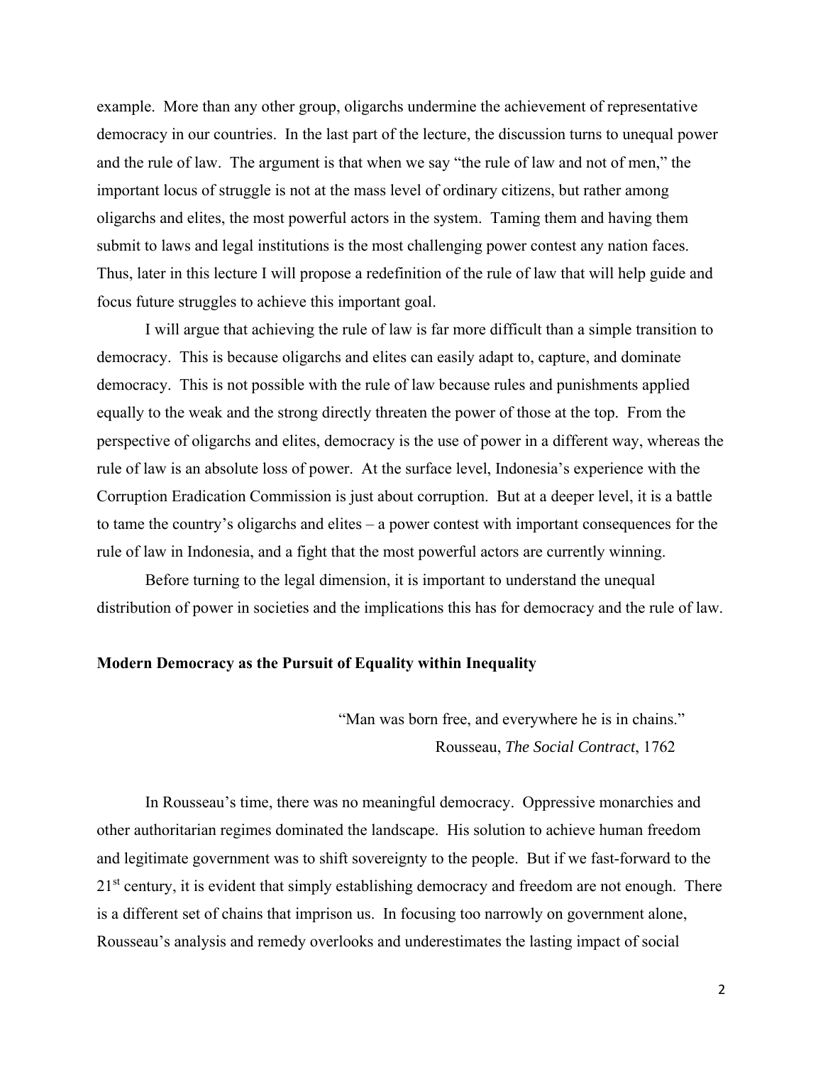example. More than any other group, oligarchs undermine the achievement of representative democracy in our countries. In the last part of the lecture, the discussion turns to unequal power and the rule of law. The argument is that when we say "the rule of law and not of men," the important locus of struggle is not at the mass level of ordinary citizens, but rather among oligarchs and elites, the most powerful actors in the system. Taming them and having them submit to laws and legal institutions is the most challenging power contest any nation faces. Thus, later in this lecture I will propose a redefinition of the rule of law that will help guide and focus future struggles to achieve this important goal.

I will argue that achieving the rule of law is far more difficult than a simple transition to democracy. This is because oligarchs and elites can easily adapt to, capture, and dominate democracy. This is not possible with the rule of law because rules and punishments applied equally to the weak and the strong directly threaten the power of those at the top. From the perspective of oligarchs and elites, democracy is the use of power in a different way, whereas the rule of law is an absolute loss of power. At the surface level, Indonesia's experience with the Corruption Eradication Commission is just about corruption. But at a deeper level, it is a battle to tame the country's oligarchs and elites – a power contest with important consequences for the rule of law in Indonesia, and a fight that the most powerful actors are currently winning.

Before turning to the legal dimension, it is important to understand the unequal distribution of power in societies and the implications this has for democracy and the rule of law.

## Modern Democracy as the Pursuit of Equality within Inequality

> "Man was born free, and everywhere he is in chains."
> Rousseau, *The Social Contract*, 1762

In Rousseau's time, there was no meaningful democracy. Oppressive monarchies and other authoritarian regimes dominated the landscape. His solution to achieve human freedom and legitimate government was to shift sovereignty to the people. But if we fast-forward to the 21st century, it is evident that simply establishing democracy and freedom are not enough. There is a different set of chains that imprison us. In focusing too narrowly on government alone, Rousseau's analysis and remedy overlooks and underestimates the lasting impact of social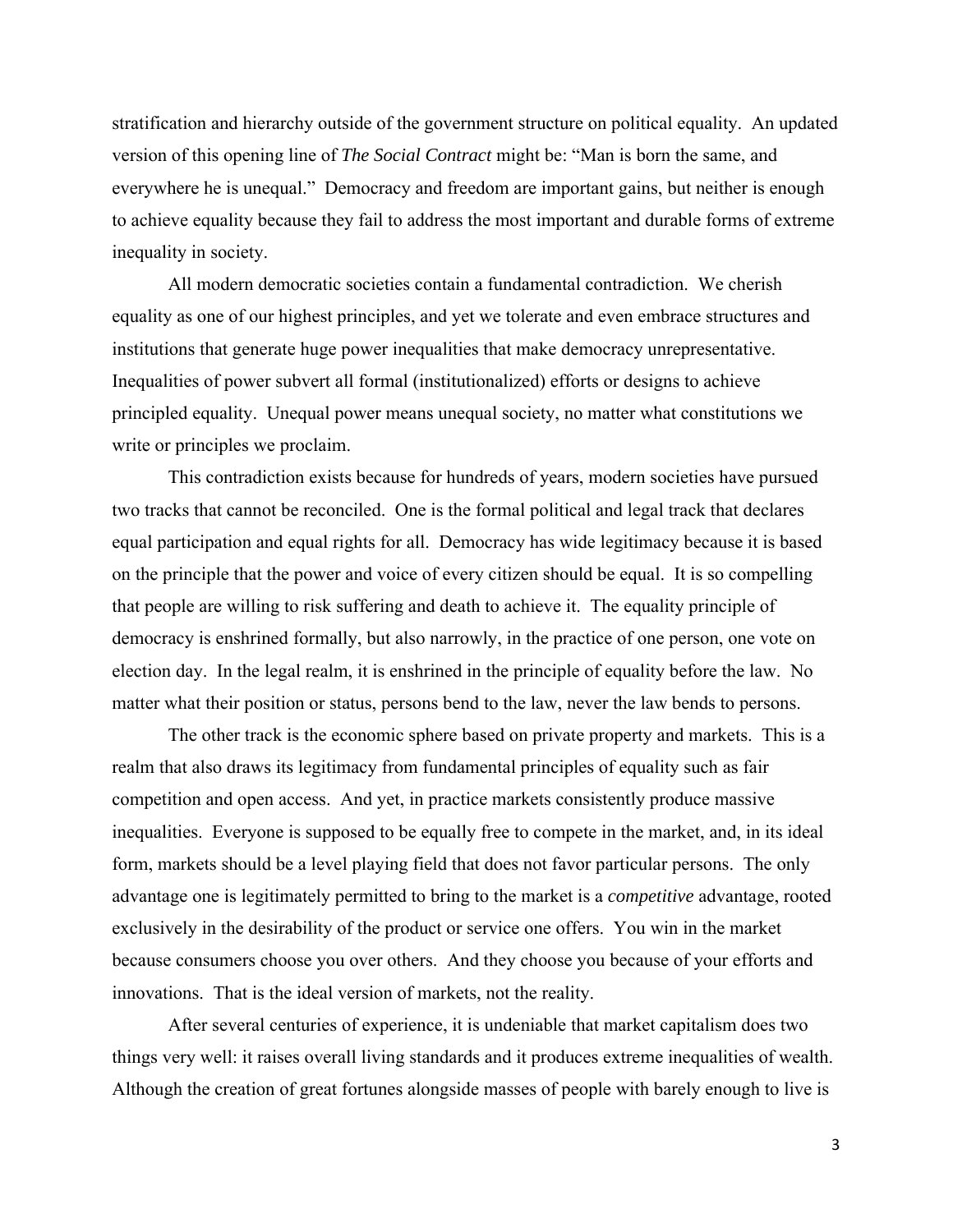stratification and hierarchy outside of the government structure on political equality. An updated version of this opening line of *The Social Contract* might be: "Man is born the same, and everywhere he is unequal." Democracy and freedom are important gains, but neither is enough to achieve equality because they fail to address the most important and durable forms of extreme inequality in society.

All modern democratic societies contain a fundamental contradiction. We cherish equality as one of our highest principles, and yet we tolerate and even embrace structures and institutions that generate huge power inequalities that make democracy unrepresentative. Inequalities of power subvert all formal (institutionalized) efforts or designs to achieve principled equality. Unequal power means unequal society, no matter what constitutions we write or principles we proclaim.

This contradiction exists because for hundreds of years, modern societies have pursued two tracks that cannot be reconciled. One is the formal political and legal track that declares equal participation and equal rights for all. Democracy has wide legitimacy because it is based on the principle that the power and voice of every citizen should be equal. It is so compelling that people are willing to risk suffering and death to achieve it. The equality principle of democracy is enshrined formally, but also narrowly, in the practice of one person, one vote on election day. In the legal realm, it is enshrined in the principle of equality before the law. No matter what their position or status, persons bend to the law, never the law bends to persons.

The other track is the economic sphere based on private property and markets. This is a realm that also draws its legitimacy from fundamental principles of equality such as fair competition and open access. And yet, in practice markets consistently produce massive inequalities. Everyone is supposed to be equally free to compete in the market, and, in its ideal form, markets should be a level playing field that does not favor particular persons. The only advantage one is legitimately permitted to bring to the market is a *competitive* advantage, rooted exclusively in the desirability of the product or service one offers. You win in the market because consumers choose you over others. And they choose you because of your efforts and innovations. That is the ideal version of markets, not the reality.

After several centuries of experience, it is undeniable that market capitalism does two things very well: it raises overall living standards and it produces extreme inequalities of wealth. Although the creation of great fortunes alongside masses of people with barely enough to live is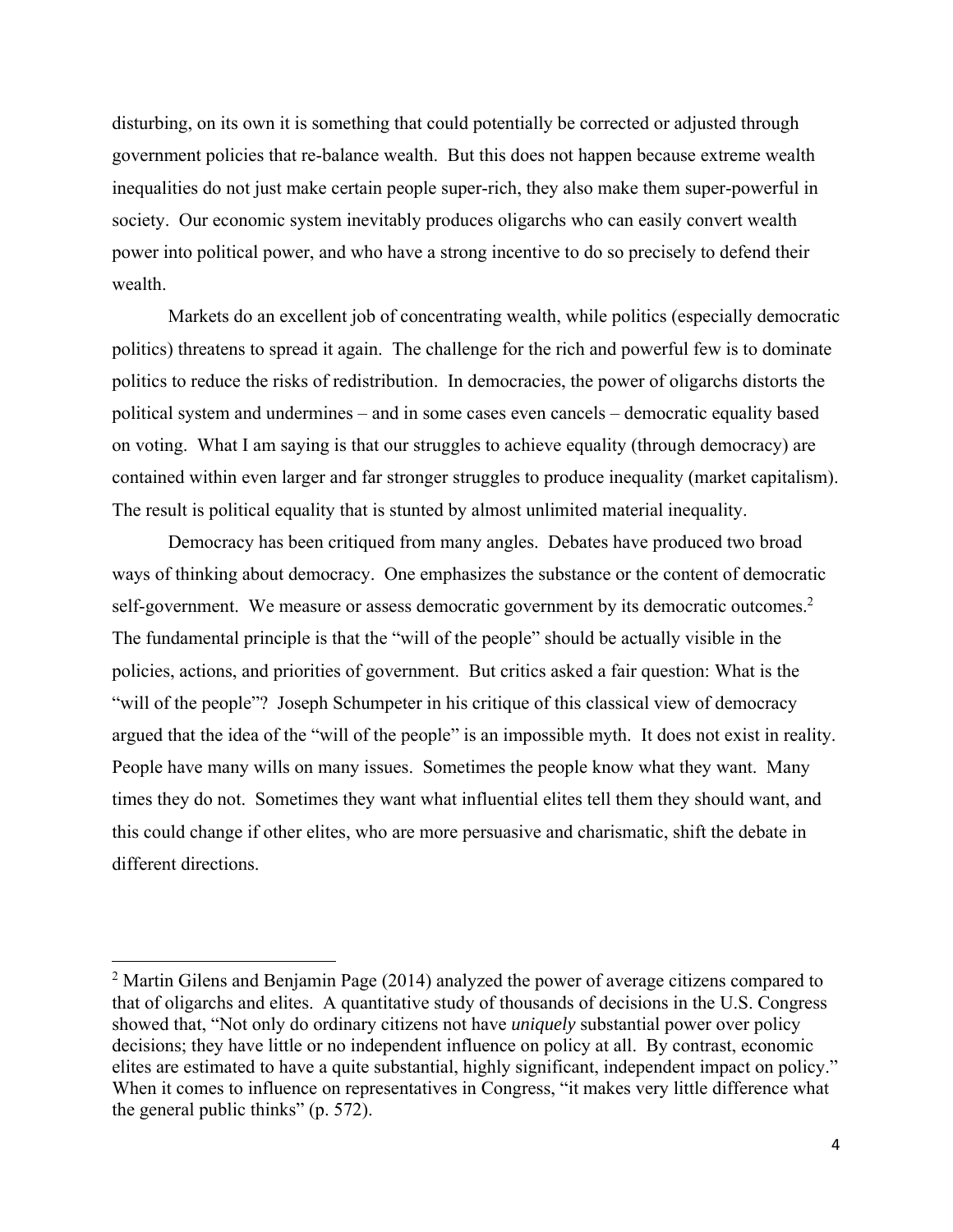disturbing, on its own it is something that could potentially be corrected or adjusted through government policies that re-balance wealth. But this does not happen because extreme wealth inequalities do not just make certain people super-rich, they also make them super-powerful in society. Our economic system inevitably produces oligarchs who can easily convert wealth power into political power, and who have a strong incentive to do so precisely to defend their wealth.

Markets do an excellent job of concentrating wealth, while politics (especially democratic politics) threatens to spread it again. The challenge for the rich and powerful few is to dominate politics to reduce the risks of redistribution. In democracies, the power of oligarchs distorts the political system and undermines – and in some cases even cancels – democratic equality based on voting. What I am saying is that our struggles to achieve equality (through democracy) are contained within even larger and far stronger struggles to produce inequality (market capitalism). The result is political equality that is stunted by almost unlimited material inequality.

Democracy has been critiqued from many angles. Debates have produced two broad ways of thinking about democracy. One emphasizes the substance or the content of democratic self-government. We measure or assess democratic government by its democratic outcomes.[2] The fundamental principle is that the "will of the people" should be actually visible in the policies, actions, and priorities of government. But critics asked a fair question: What is the "will of the people"? Joseph Schumpeter in his critique of this classical view of democracy argued that the idea of the "will of the people" is an impossible myth. It does not exist in reality. People have many wills on many issues. Sometimes the people know what they want. Many times they do not. Sometimes they want what influential elites tell them they should want, and this could change if other elites, who are more persuasive and charismatic, shift the debate in different directions.

---

[2] Martin Gilens and Benjamin Page (2014) analyzed the power of average citizens compared to that of oligarchs and elites. A quantitative study of thousands of decisions in the U.S. Congress showed that, "Not only do ordinary citizens not have *uniquely* substantial power over policy decisions; they have little or no independent influence on policy at all. By contrast, economic elites are estimated to have a quite substantial, highly significant, independent impact on policy." When it comes to influence on representatives in Congress, "it makes very little difference what the general public thinks" (p. 572).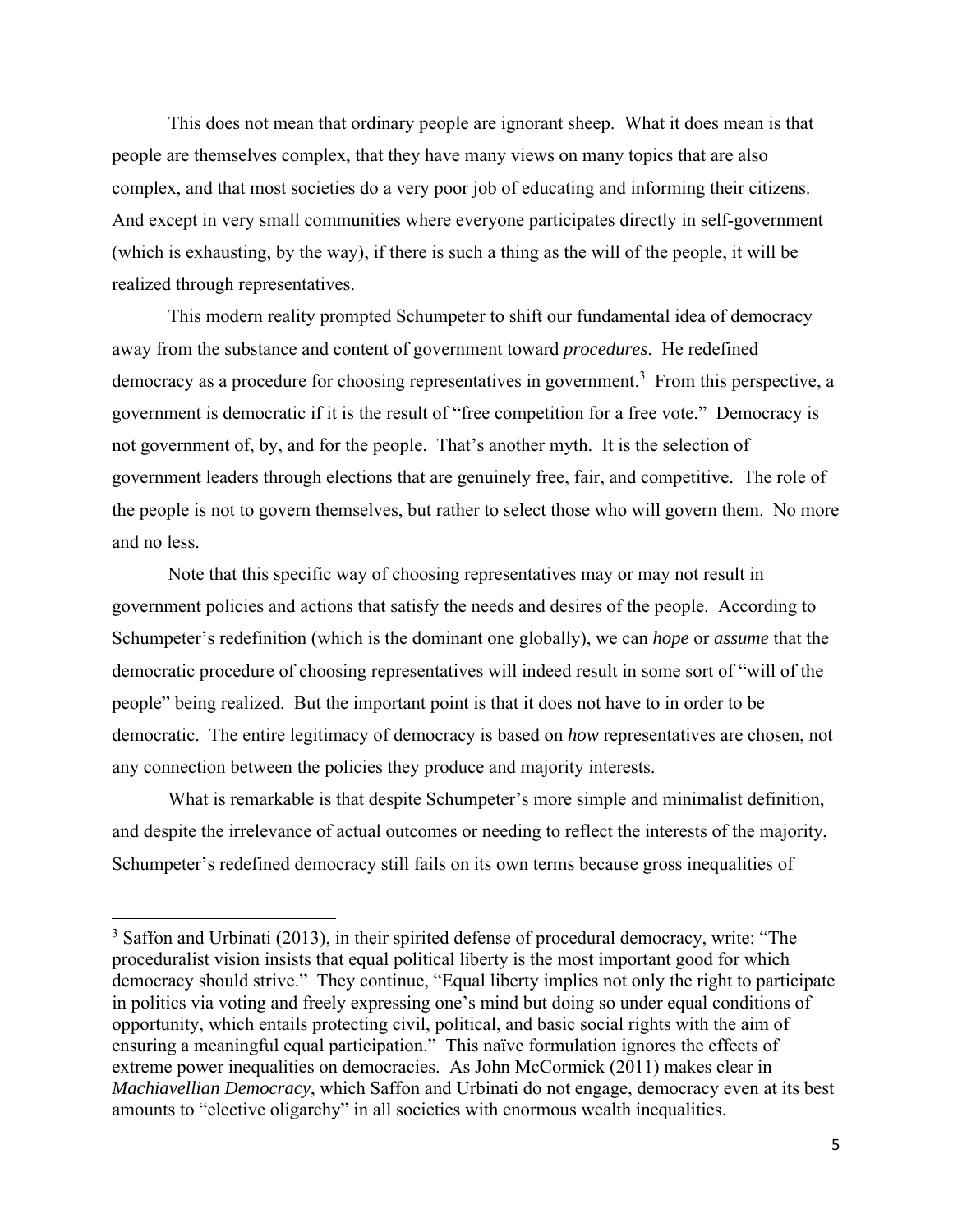This does not mean that ordinary people are ignorant sheep. What it does mean is that people are themselves complex, that they have many views on many topics that are also complex, and that most societies do a very poor job of educating and informing their citizens. And except in very small communities where everyone participates directly in self-government (which is exhausting, by the way), if there is such a thing as the will of the people, it will be realized through representatives.

This modern reality prompted Schumpeter to shift our fundamental idea of democracy away from the substance and content of government toward *procedures*. He redefined democracy as a procedure for choosing representatives in government.[3] From this perspective, a government is democratic if it is the result of "free competition for a free vote." Democracy is not government of, by, and for the people. That's another myth. It is the selection of government leaders through elections that are genuinely free, fair, and competitive. The role of the people is not to govern themselves, but rather to select those who will govern them. No more and no less.

Note that this specific way of choosing representatives may or may not result in government policies and actions that satisfy the needs and desires of the people. According to Schumpeter's redefinition (which is the dominant one globally), we can *hope* or *assume* that the democratic procedure of choosing representatives will indeed result in some sort of "will of the people" being realized. But the important point is that it does not have to in order to be democratic. The entire legitimacy of democracy is based on *how* representatives are chosen, not any connection between the policies they produce and majority interests.

What is remarkable is that despite Schumpeter's more simple and minimalist definition, and despite the irrelevance of actual outcomes or needing to reflect the interests of the majority, Schumpeter's redefined democracy still fails on its own terms because gross inequalities of

---

[3] Saffon and Urbinati (2013), in their spirited defense of procedural democracy, write: "The proceduralist vision insists that equal political liberty is the most important good for which democracy should strive." They continue, "Equal liberty implies not only the right to participate in politics via voting and freely expressing one's mind but doing so under equal conditions of opportunity, which entails protecting civil, political, and basic social rights with the aim of ensuring a meaningful equal participation." This naïve formulation ignores the effects of extreme power inequalities on democracies. As John McCormick (2011) makes clear in *Machiavellian Democracy*, which Saffon and Urbinati do not engage, democracy even at its best amounts to "elective oligarchy" in all societies with enormous wealth inequalities.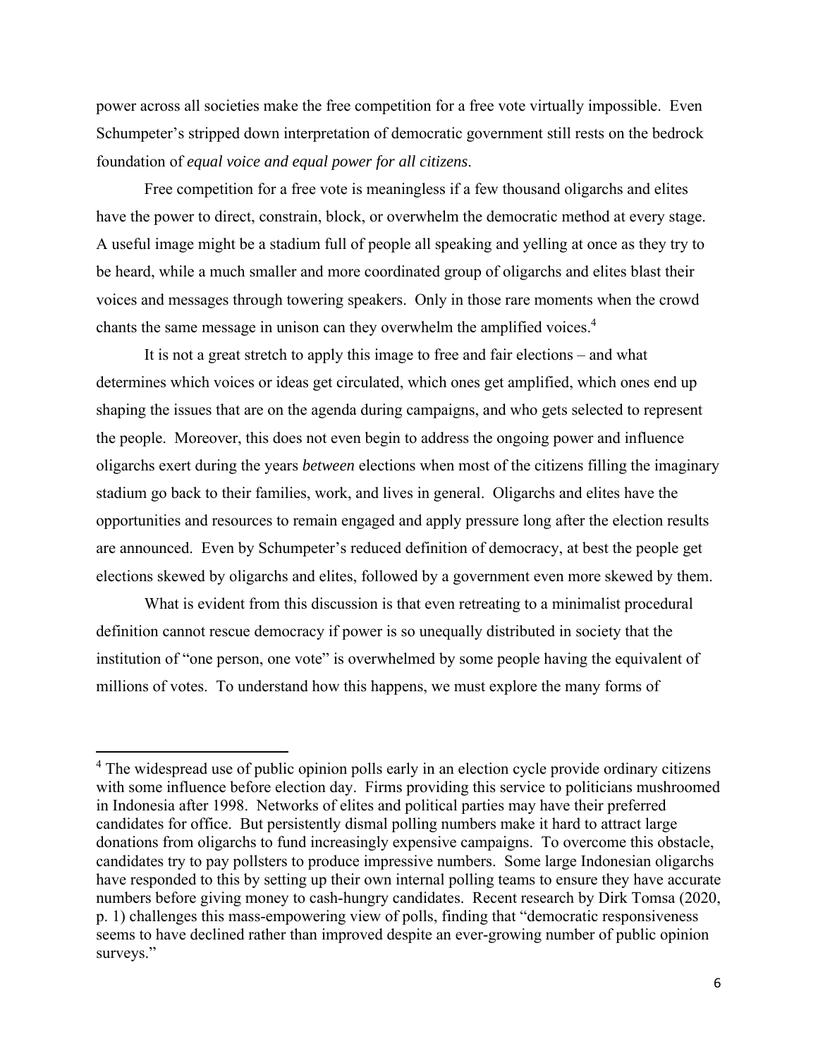power across all societies make the free competition for a free vote virtually impossible. Even Schumpeter's stripped down interpretation of democratic government still rests on the bedrock foundation of *equal voice and equal power for all citizens*.

Free competition for a free vote is meaningless if a few thousand oligarchs and elites have the power to direct, constrain, block, or overwhelm the democratic method at every stage. A useful image might be a stadium full of people all speaking and yelling at once as they try to be heard, while a much smaller and more coordinated group of oligarchs and elites blast their voices and messages through towering speakers. Only in those rare moments when the crowd chants the same message in unison can they overwhelm the amplified voices.[4]

It is not a great stretch to apply this image to free and fair elections – and what determines which voices or ideas get circulated, which ones get amplified, which ones end up shaping the issues that are on the agenda during campaigns, and who gets selected to represent the people. Moreover, this does not even begin to address the ongoing power and influence oligarchs exert during the years *between* elections when most of the citizens filling the imaginary stadium go back to their families, work, and lives in general. Oligarchs and elites have the opportunities and resources to remain engaged and apply pressure long after the election results are announced. Even by Schumpeter's reduced definition of democracy, at best the people get elections skewed by oligarchs and elites, followed by a government even more skewed by them.

What is evident from this discussion is that even retreating to a minimalist procedural definition cannot rescue democracy if power is so unequally distributed in society that the institution of "one person, one vote" is overwhelmed by some people having the equivalent of millions of votes. To understand how this happens, we must explore the many forms of

---

[4] The widespread use of public opinion polls early in an election cycle provide ordinary citizens with some influence before election day. Firms providing this service to politicians mushroomed in Indonesia after 1998. Networks of elites and political parties may have their preferred candidates for office. But persistently dismal polling numbers make it hard to attract large donations from oligarchs to fund increasingly expensive campaigns. To overcome this obstacle, candidates try to pay pollsters to produce impressive numbers. Some large Indonesian oligarchs have responded to this by setting up their own internal polling teams to ensure they have accurate numbers before giving money to cash-hungry candidates. Recent research by Dirk Tomsa (2020, p. 1) challenges this mass-empowering view of polls, finding that "democratic responsiveness seems to have declined rather than improved despite an ever-growing number of public opinion surveys."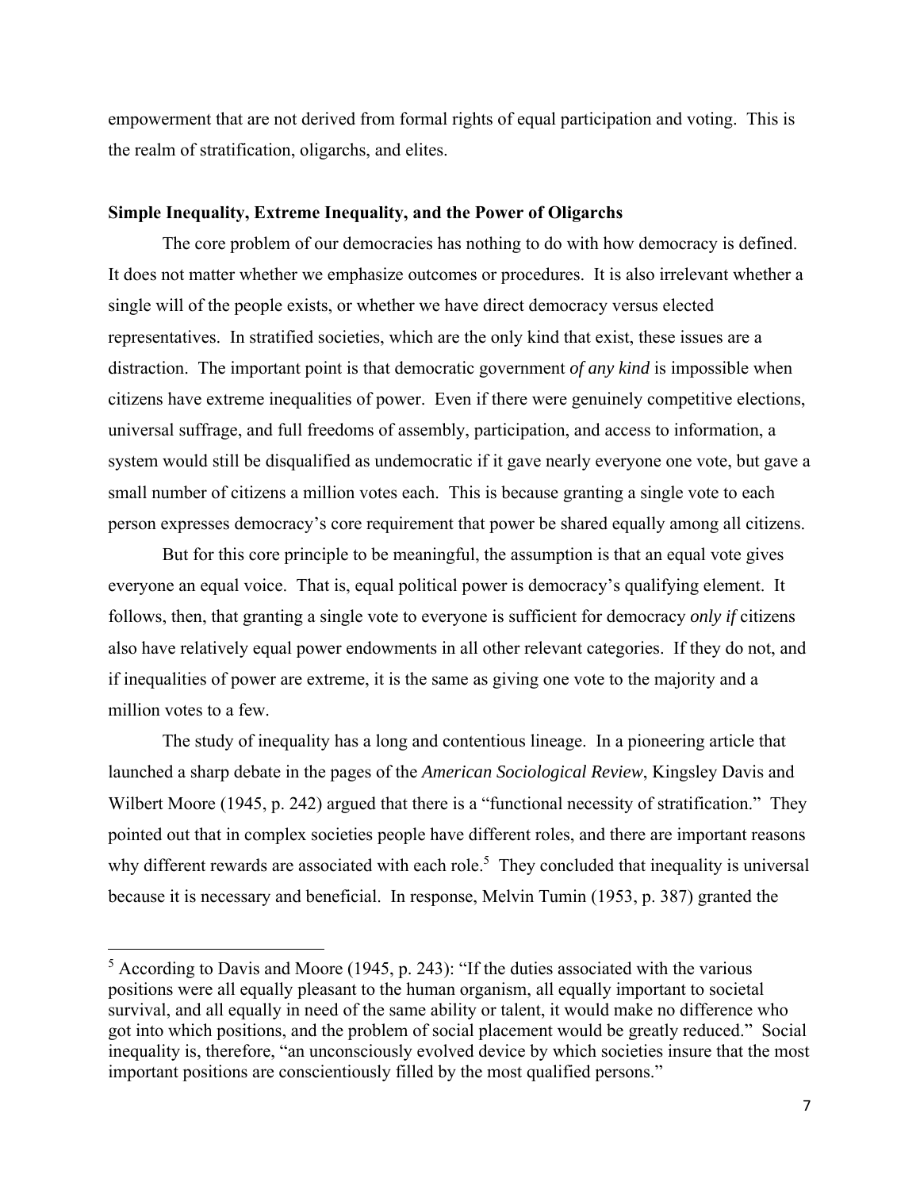empowerment that are not derived from formal rights of equal participation and voting. This is the realm of stratification, oligarchs, and elites.

### Simple Inequality, Extreme Inequality, and the Power of Oligarchs

The core problem of our democracies has nothing to do with how democracy is defined. It does not matter whether we emphasize outcomes or procedures. It is also irrelevant whether a single will of the people exists, or whether we have direct democracy versus elected representatives. In stratified societies, which are the only kind that exist, these issues are a distraction. The important point is that democratic government *of any kind* is impossible when citizens have extreme inequalities of power. Even if there were genuinely competitive elections, universal suffrage, and full freedoms of assembly, participation, and access to information, a system would still be disqualified as undemocratic if it gave nearly everyone one vote, but gave a small number of citizens a million votes each. This is because granting a single vote to each person expresses democracy's core requirement that power be shared equally among all citizens.

But for this core principle to be meaningful, the assumption is that an equal vote gives everyone an equal voice. That is, equal political power is democracy's qualifying element. It follows, then, that granting a single vote to everyone is sufficient for democracy *only if* citizens also have relatively equal power endowments in all other relevant categories. If they do not, and if inequalities of power are extreme, it is the same as giving one vote to the majority and a million votes to a few.

The study of inequality has a long and contentious lineage. In a pioneering article that launched a sharp debate in the pages of the *American Sociological Review*, Kingsley Davis and Wilbert Moore (1945, p. 242) argued that there is a "functional necessity of stratification." They pointed out that in complex societies people have different roles, and there are important reasons why different rewards are associated with each role.[5] They concluded that inequality is universal because it is necessary and beneficial. In response, Melvin Tumin (1953, p. 387) granted the

---

[5] According to Davis and Moore (1945, p. 243): "If the duties associated with the various positions were all equally pleasant to the human organism, all equally important to societal survival, and all equally in need of the same ability or talent, it would make no difference who got into which positions, and the problem of social placement would be greatly reduced." Social inequality is, therefore, "an unconsciously evolved device by which societies insure that the most important positions are conscientiously filled by the most qualified persons."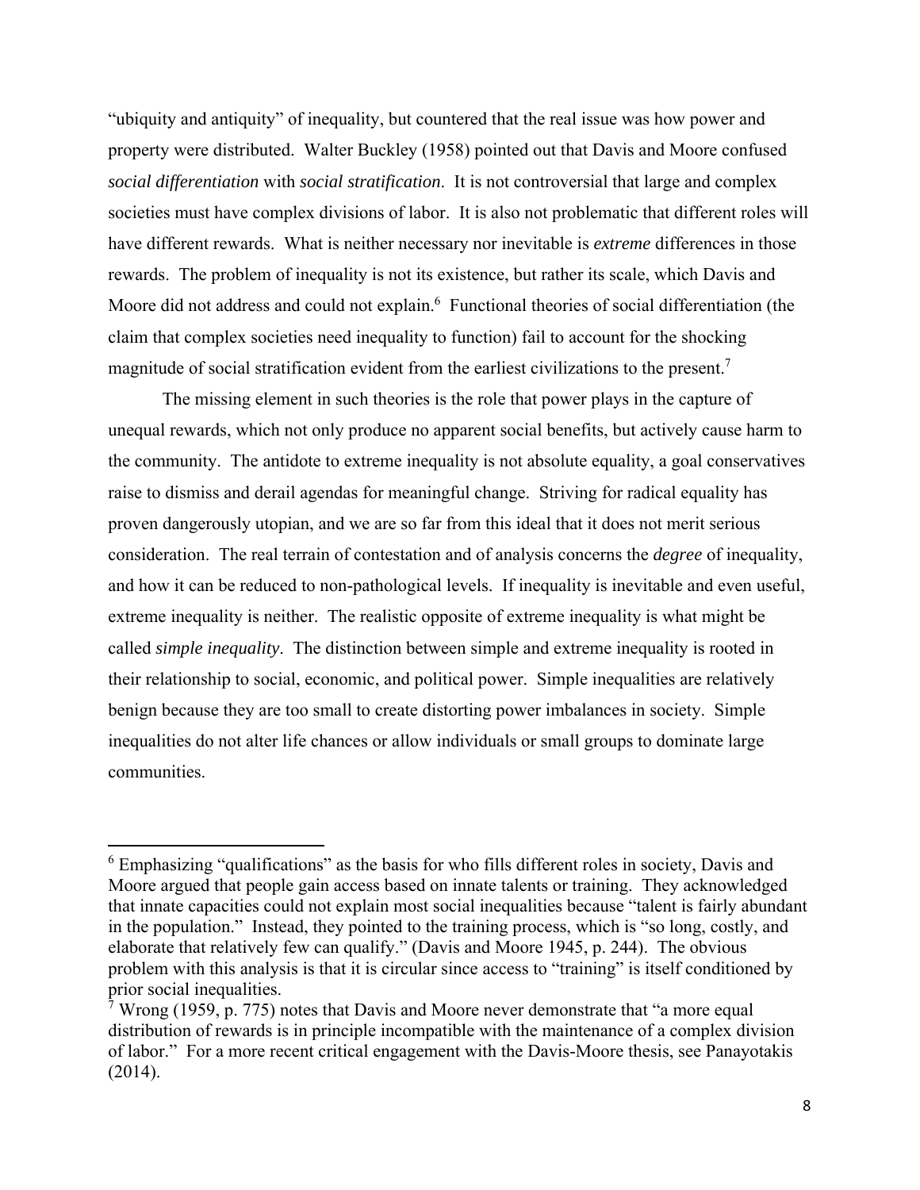"ubiquity and antiquity" of inequality, but countered that the real issue was how power and property were distributed. Walter Buckley (1958) pointed out that Davis and Moore confused *social differentiation* with *social stratification*. It is not controversial that large and complex societies must have complex divisions of labor. It is also not problematic that different roles will have different rewards. What is neither necessary nor inevitable is *extreme* differences in those rewards. The problem of inequality is not its existence, but rather its scale, which Davis and Moore did not address and could not explain.[6] Functional theories of social differentiation (the claim that complex societies need inequality to function) fail to account for the shocking magnitude of social stratification evident from the earliest civilizations to the present.[7]

The missing element in such theories is the role that power plays in the capture of unequal rewards, which not only produce no apparent social benefits, but actively cause harm to the community. The antidote to extreme inequality is not absolute equality, a goal conservatives raise to dismiss and derail agendas for meaningful change. Striving for radical equality has proven dangerously utopian, and we are so far from this ideal that it does not merit serious consideration. The real terrain of contestation and of analysis concerns the *degree* of inequality, and how it can be reduced to non-pathological levels. If inequality is inevitable and even useful, extreme inequality is neither. The realistic opposite of extreme inequality is what might be called *simple inequality*. The distinction between simple and extreme inequality is rooted in their relationship to social, economic, and political power. Simple inequalities are relatively benign because they are too small to create distorting power imbalances in society. Simple inequalities do not alter life chances or allow individuals or small groups to dominate large communities.

---

[6] Emphasizing "qualifications" as the basis for who fills different roles in society, Davis and Moore argued that people gain access based on innate talents or training. They acknowledged that innate capacities could not explain most social inequalities because "talent is fairly abundant in the population." Instead, they pointed to the training process, which is "so long, costly, and elaborate that relatively few can qualify." (Davis and Moore 1945, p. 244). The obvious problem with this analysis is that it is circular since access to "training" is itself conditioned by prior social inequalities.

[7] Wrong (1959, p. 775) notes that Davis and Moore never demonstrate that "a more equal distribution of rewards is in principle incompatible with the maintenance of a complex division of labor." For a more recent critical engagement with the Davis-Moore thesis, see Panayotakis (2014).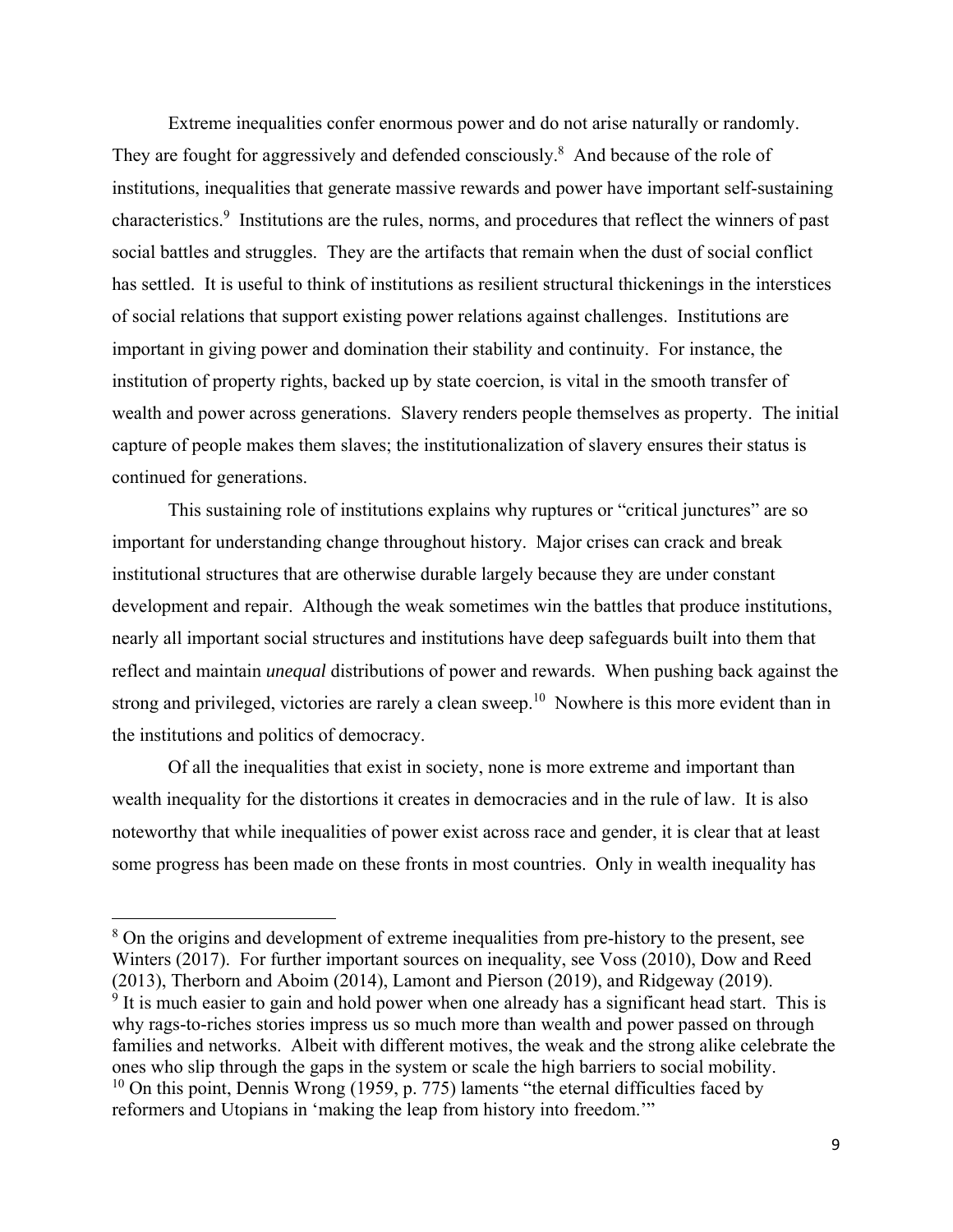Extreme inequalities confer enormous power and do not arise naturally or randomly. They are fought for aggressively and defended consciously.[8] And because of the role of institutions, inequalities that generate massive rewards and power have important self-sustaining characteristics.[9] Institutions are the rules, norms, and procedures that reflect the winners of past social battles and struggles. They are the artifacts that remain when the dust of social conflict has settled. It is useful to think of institutions as resilient structural thickenings in the interstices of social relations that support existing power relations against challenges. Institutions are important in giving power and domination their stability and continuity. For instance, the institution of property rights, backed up by state coercion, is vital in the smooth transfer of wealth and power across generations. Slavery renders people themselves as property. The initial capture of people makes them slaves; the institutionalization of slavery ensures their status is continued for generations.

This sustaining role of institutions explains why ruptures or "critical junctures" are so important for understanding change throughout history. Major crises can crack and break institutional structures that are otherwise durable largely because they are under constant development and repair. Although the weak sometimes win the battles that produce institutions, nearly all important social structures and institutions have deep safeguards built into them that reflect and maintain *unequal* distributions of power and rewards. When pushing back against the strong and privileged, victories are rarely a clean sweep.[10] Nowhere is this more evident than in the institutions and politics of democracy.

Of all the inequalities that exist in society, none is more extreme and important than wealth inequality for the distortions it creates in democracies and in the rule of law. It is also noteworthy that while inequalities of power exist across race and gender, it is clear that at least some progress has been made on these fronts in most countries. Only in wealth inequality has

---

[8] On the origins and development of extreme inequalities from pre-history to the present, see Winters (2017). For further important sources on inequality, see Voss (2010), Dow and Reed (2013), Therborn and Aboim (2014), Lamont and Pierson (2019), and Ridgeway (2019).

[9] It is much easier to gain and hold power when one already has a significant head start. This is why rags-to-riches stories impress us so much more than wealth and power passed on through families and networks. Albeit with different motives, the weak and the strong alike celebrate the ones who slip through the gaps in the system or scale the high barriers to social mobility.

[10] On this point, Dennis Wrong (1959, p. 775) laments "the eternal difficulties faced by reformers and Utopians in 'making the leap from history into freedom.'"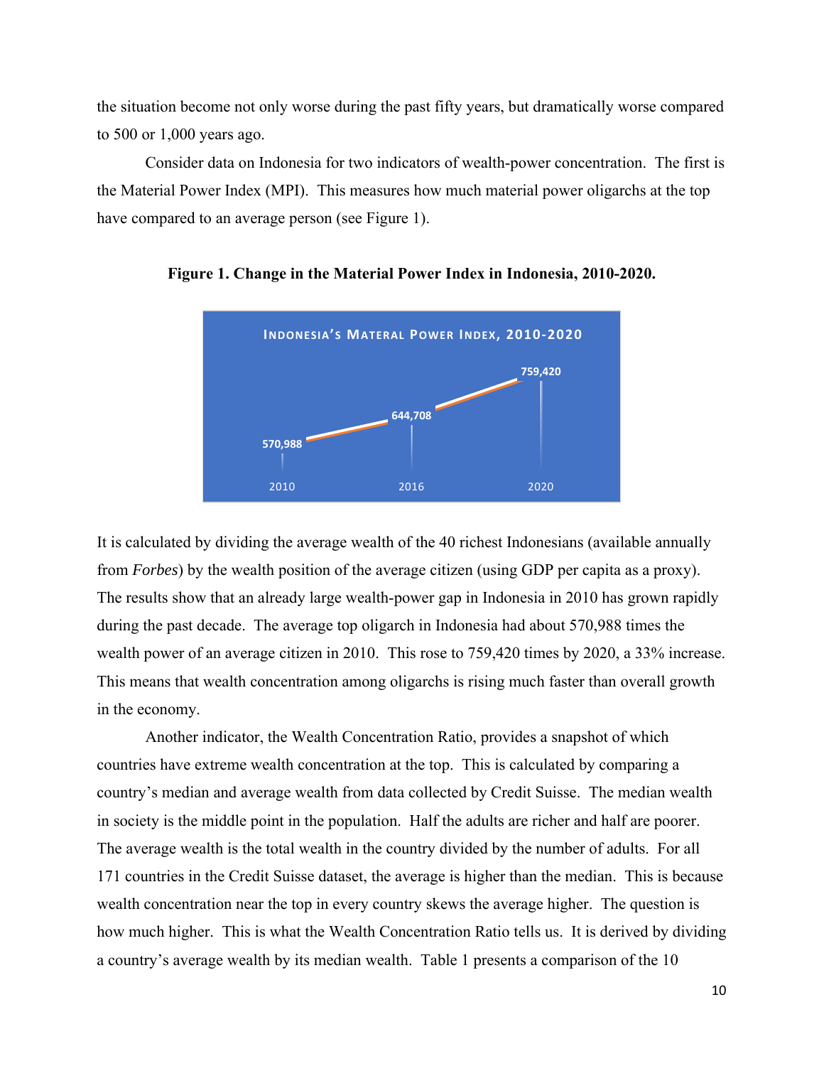the situation become not only worse during the past fifty years, but dramatically worse compared to 500 or 1,000 years ago.

Consider data on Indonesia for two indicators of wealth-power concentration. The first is the Material Power Index (MPI). This measures how much material power oligarchs at the top have compared to an average person (see Figure 1).

**Figure 1. Change in the Material Power Index in Indonesia, 2010-2020.**

| Year | Indonesia's Materal Power Index, 2010-2020 |
|---|---|
| 2010 | 570,988 |
| 2016 | 644,708 |
| 2020 | 759,420 |

It is calculated by dividing the average wealth of the 40 richest Indonesians (available annually from *Forbes*) by the wealth position of the average citizen (using GDP per capita as a proxy). The results show that an already large wealth-power gap in Indonesia in 2010 has grown rapidly during the past decade. The average top oligarch in Indonesia had about 570,988 times the wealth power of an average citizen in 2010. This rose to 759,420 times by 2020, a 33% increase. This means that wealth concentration among oligarchs is rising much faster than overall growth in the economy.

Another indicator, the Wealth Concentration Ratio, provides a snapshot of which countries have extreme wealth concentration at the top. This is calculated by comparing a country's median and average wealth from data collected by Credit Suisse. The median wealth in society is the middle point in the population. Half the adults are richer and half are poorer. The average wealth is the total wealth in the country divided by the number of adults. For all 171 countries in the Credit Suisse dataset, the average is higher than the median. This is because wealth concentration near the top in every country skews the average higher. The question is how much higher. This is what the Wealth Concentration Ratio tells us. It is derived by dividing a country's average wealth by its median wealth. Table 1 presents a comparison of the 10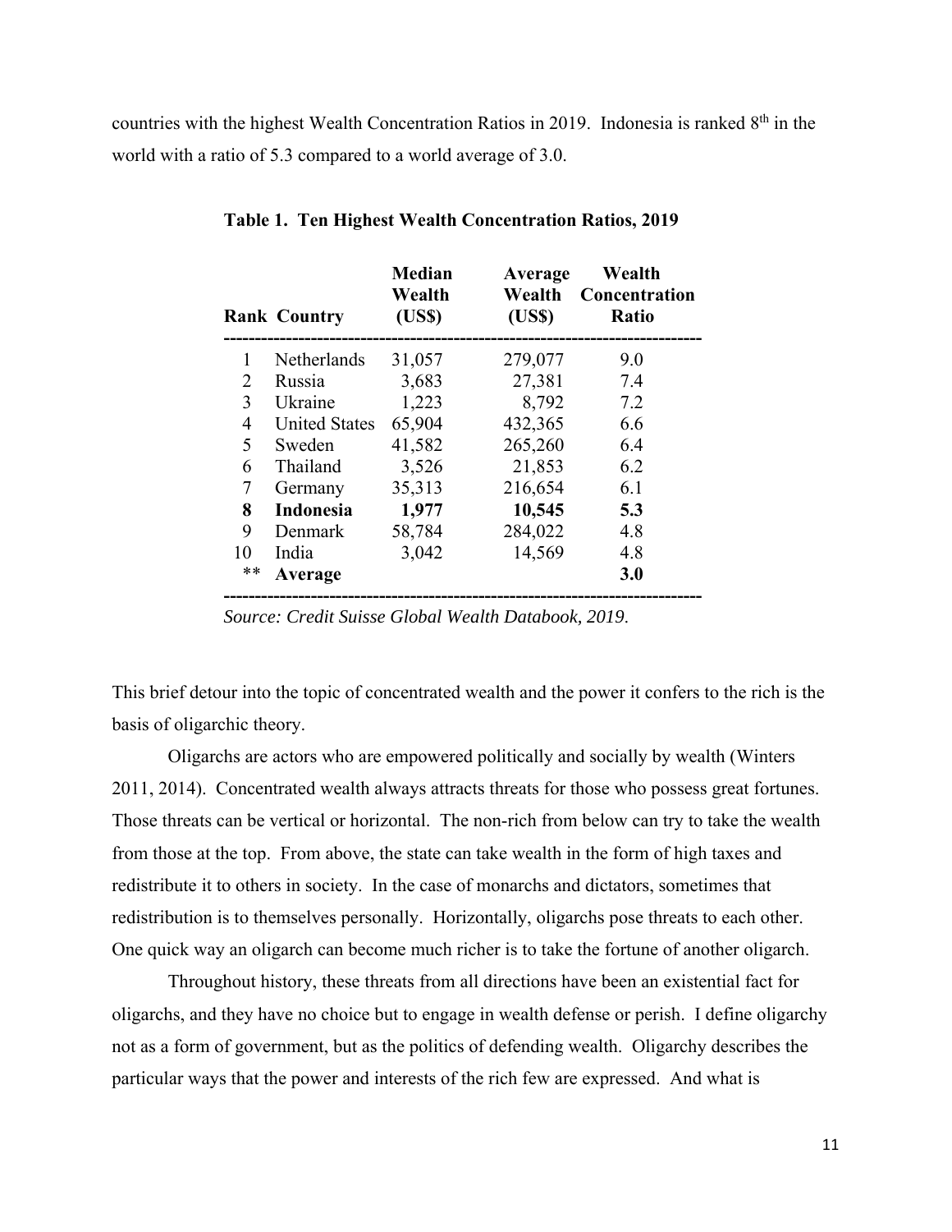countries with the highest Wealth Concentration Ratios in 2019. Indonesia is ranked 8th in the world with a ratio of 5.3 compared to a world average of 3.0.

**Table 1. Ten Highest Wealth Concentration Ratios, 2019**

| Rank | Country | Median Wealth (US$) | Average Wealth (US$) | Wealth Concentration Ratio |
|---|---|---|---|---|
| 1 | Netherlands | 31,057 | 279,077 | 9.0 |
| 2 | Russia | 3,683 | 27,381 | 7.4 |
| 3 | Ukraine | 1,223 | 8,792 | 7.2 |
| 4 | United States | 65,904 | 432,365 | 6.6 |
| 5 | Sweden | 41,582 | 265,260 | 6.4 |
| 6 | Thailand | 3,526 | 21,853 | 6.2 |
| 7 | Germany | 35,313 | 216,654 | 6.1 |
| **8** | **Indonesia** | **1,977** | **10,545** | **5.3** |
| 9 | Denmark | 58,784 | 284,022 | 4.8 |
| 10 | India | 3,042 | 14,569 | 4.8 |
| ** | **Average** | | | **3.0** |

*Source: Credit Suisse Global Wealth Databook, 2019.*

This brief detour into the topic of concentrated wealth and the power it confers to the rich is the basis of oligarchic theory.

Oligarchs are actors who are empowered politically and socially by wealth (Winters 2011, 2014). Concentrated wealth always attracts threats for those who possess great fortunes. Those threats can be vertical or horizontal. The non-rich from below can try to take the wealth from those at the top. From above, the state can take wealth in the form of high taxes and redistribute it to others in society. In the case of monarchs and dictators, sometimes that redistribution is to themselves personally. Horizontally, oligarchs pose threats to each other. One quick way an oligarch can become much richer is to take the fortune of another oligarch.

Throughout history, these threats from all directions have been an existential fact for oligarchs, and they have no choice but to engage in wealth defense or perish. I define oligarchy not as a form of government, but as the politics of defending wealth. Oligarchy describes the particular ways that the power and interests of the rich few are expressed. And what is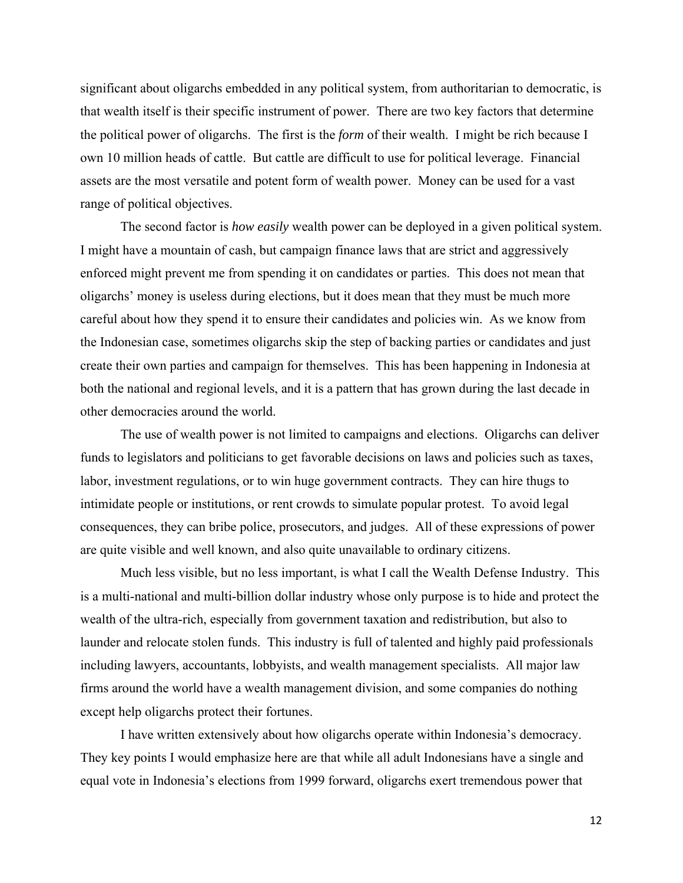significant about oligarchs embedded in any political system, from authoritarian to democratic, is that wealth itself is their specific instrument of power. There are two key factors that determine the political power of oligarchs. The first is the *form* of their wealth. I might be rich because I own 10 million heads of cattle. But cattle are difficult to use for political leverage. Financial assets are the most versatile and potent form of wealth power. Money can be used for a vast range of political objectives.

The second factor is *how easily* wealth power can be deployed in a given political system. I might have a mountain of cash, but campaign finance laws that are strict and aggressively enforced might prevent me from spending it on candidates or parties. This does not mean that oligarchs' money is useless during elections, but it does mean that they must be much more careful about how they spend it to ensure their candidates and policies win. As we know from the Indonesian case, sometimes oligarchs skip the step of backing parties or candidates and just create their own parties and campaign for themselves. This has been happening in Indonesia at both the national and regional levels, and it is a pattern that has grown during the last decade in other democracies around the world.

The use of wealth power is not limited to campaigns and elections. Oligarchs can deliver funds to legislators and politicians to get favorable decisions on laws and policies such as taxes, labor, investment regulations, or to win huge government contracts. They can hire thugs to intimidate people or institutions, or rent crowds to simulate popular protest. To avoid legal consequences, they can bribe police, prosecutors, and judges. All of these expressions of power are quite visible and well known, and also quite unavailable to ordinary citizens.

Much less visible, but no less important, is what I call the Wealth Defense Industry. This is a multi-national and multi-billion dollar industry whose only purpose is to hide and protect the wealth of the ultra-rich, especially from government taxation and redistribution, but also to launder and relocate stolen funds. This industry is full of talented and highly paid professionals including lawyers, accountants, lobbyists, and wealth management specialists. All major law firms around the world have a wealth management division, and some companies do nothing except help oligarchs protect their fortunes.

I have written extensively about how oligarchs operate within Indonesia's democracy. They key points I would emphasize here are that while all adult Indonesians have a single and equal vote in Indonesia's elections from 1999 forward, oligarchs exert tremendous power that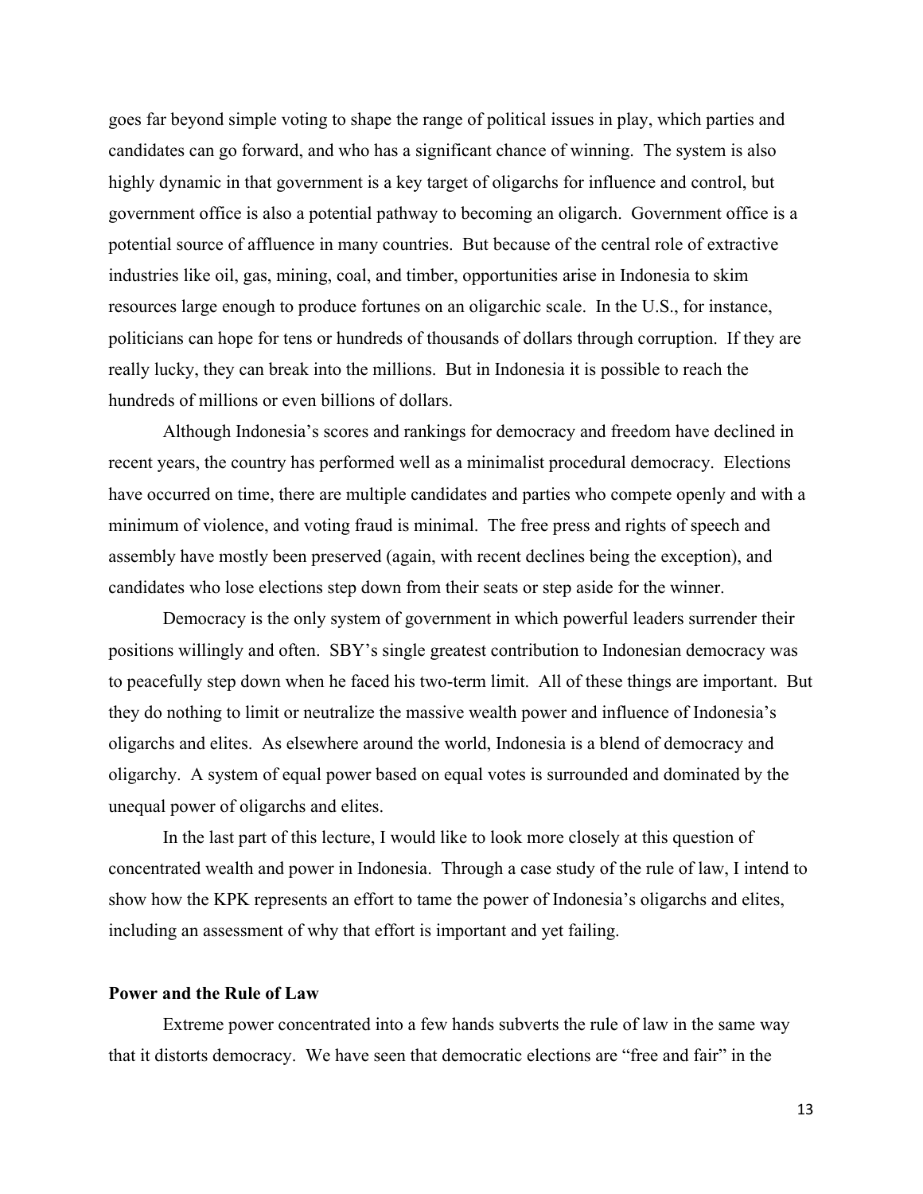goes far beyond simple voting to shape the range of political issues in play, which parties and candidates can go forward, and who has a significant chance of winning. The system is also highly dynamic in that government is a key target of oligarchs for influence and control, but government office is also a potential pathway to becoming an oligarch. Government office is a potential source of affluence in many countries. But because of the central role of extractive industries like oil, gas, mining, coal, and timber, opportunities arise in Indonesia to skim resources large enough to produce fortunes on an oligarchic scale. In the U.S., for instance, politicians can hope for tens or hundreds of thousands of dollars through corruption. If they are really lucky, they can break into the millions. But in Indonesia it is possible to reach the hundreds of millions or even billions of dollars.

Although Indonesia's scores and rankings for democracy and freedom have declined in recent years, the country has performed well as a minimalist procedural democracy. Elections have occurred on time, there are multiple candidates and parties who compete openly and with a minimum of violence, and voting fraud is minimal. The free press and rights of speech and assembly have mostly been preserved (again, with recent declines being the exception), and candidates who lose elections step down from their seats or step aside for the winner.

Democracy is the only system of government in which powerful leaders surrender their positions willingly and often. SBY's single greatest contribution to Indonesian democracy was to peacefully step down when he faced his two-term limit. All of these things are important. But they do nothing to limit or neutralize the massive wealth power and influence of Indonesia's oligarchs and elites. As elsewhere around the world, Indonesia is a blend of democracy and oligarchy. A system of equal power based on equal votes is surrounded and dominated by the unequal power of oligarchs and elites.

In the last part of this lecture, I would like to look more closely at this question of concentrated wealth and power in Indonesia. Through a case study of the rule of law, I intend to show how the KPK represents an effort to tame the power of Indonesia's oligarchs and elites, including an assessment of why that effort is important and yet failing.

**Power and the Rule of Law**

Extreme power concentrated into a few hands subverts the rule of law in the same way that it distorts democracy. We have seen that democratic elections are "free and fair" in the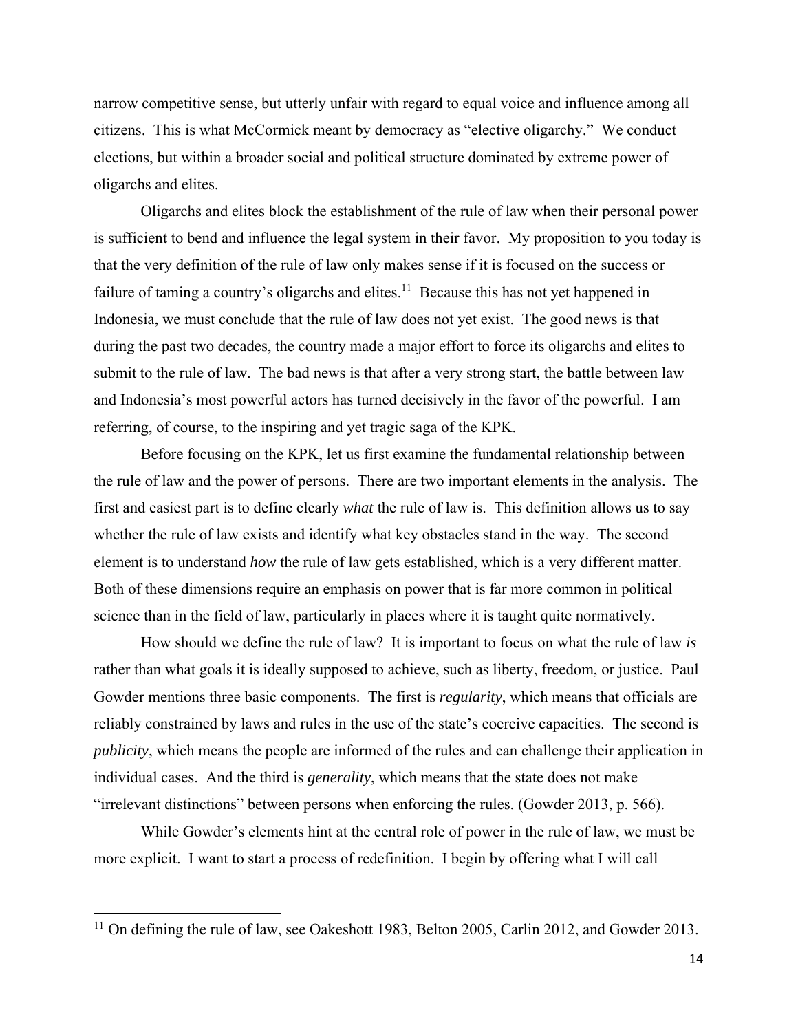narrow competitive sense, but utterly unfair with regard to equal voice and influence among all citizens. This is what McCormick meant by democracy as "elective oligarchy." We conduct elections, but within a broader social and political structure dominated by extreme power of oligarchs and elites.

Oligarchs and elites block the establishment of the rule of law when their personal power is sufficient to bend and influence the legal system in their favor. My proposition to you today is that the very definition of the rule of law only makes sense if it is focused on the success or failure of taming a country's oligarchs and elites.[11] Because this has not yet happened in Indonesia, we must conclude that the rule of law does not yet exist. The good news is that during the past two decades, the country made a major effort to force its oligarchs and elites to submit to the rule of law. The bad news is that after a very strong start, the battle between law and Indonesia's most powerful actors has turned decisively in the favor of the powerful. I am referring, of course, to the inspiring and yet tragic saga of the KPK.

Before focusing on the KPK, let us first examine the fundamental relationship between the rule of law and the power of persons. There are two important elements in the analysis. The first and easiest part is to define clearly *what* the rule of law is. This definition allows us to say whether the rule of law exists and identify what key obstacles stand in the way. The second element is to understand *how* the rule of law gets established, which is a very different matter. Both of these dimensions require an emphasis on power that is far more common in political science than in the field of law, particularly in places where it is taught quite normatively.

How should we define the rule of law? It is important to focus on what the rule of law *is* rather than what goals it is ideally supposed to achieve, such as liberty, freedom, or justice. Paul Gowder mentions three basic components. The first is *regularity*, which means that officials are reliably constrained by laws and rules in the use of the state's coercive capacities. The second is *publicity*, which means the people are informed of the rules and can challenge their application in individual cases. And the third is *generality*, which means that the state does not make "irrelevant distinctions" between persons when enforcing the rules. (Gowder 2013, p. 566).

While Gowder's elements hint at the central role of power in the rule of law, we must be more explicit. I want to start a process of redefinition. I begin by offering what I will call

[11] On defining the rule of law, see Oakeshott 1983, Belton 2005, Carlin 2012, and Gowder 2013.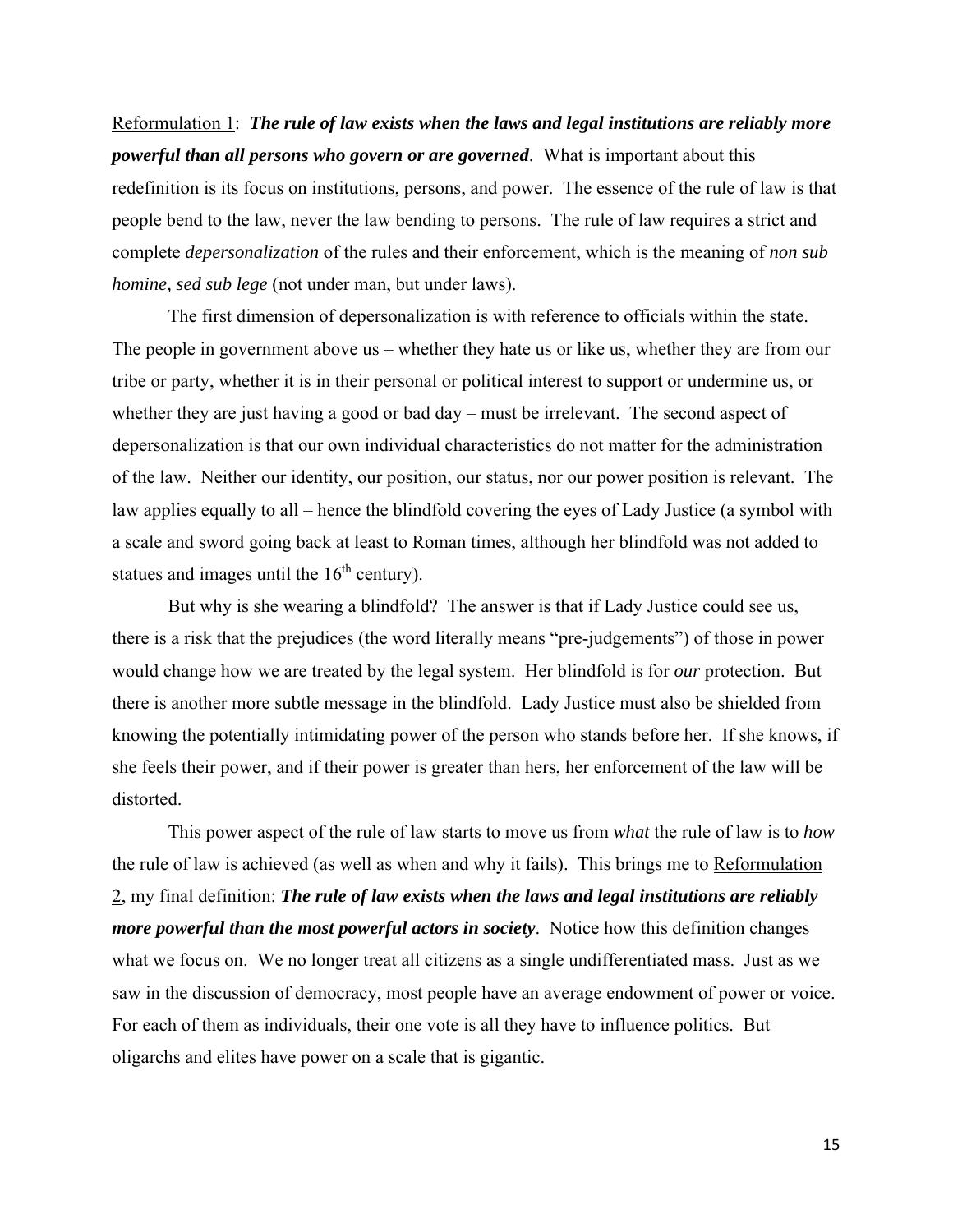Reformulation 1: ***The rule of law exists when the laws and legal institutions are reliably more powerful than all persons who govern or are governed***. What is important about this redefinition is its focus on institutions, persons, and power. The essence of the rule of law is that people bend to the law, never the law bending to persons. The rule of law requires a strict and complete *depersonalization* of the rules and their enforcement, which is the meaning of *non sub homine, sed sub lege* (not under man, but under laws).

The first dimension of depersonalization is with reference to officials within the state. The people in government above us – whether they hate us or like us, whether they are from our tribe or party, whether it is in their personal or political interest to support or undermine us, or whether they are just having a good or bad day – must be irrelevant. The second aspect of depersonalization is that our own individual characteristics do not matter for the administration of the law. Neither our identity, our position, our status, nor our power position is relevant. The law applies equally to all – hence the blindfold covering the eyes of Lady Justice (a symbol with a scale and sword going back at least to Roman times, although her blindfold was not added to statues and images until the $16^{th}$ century).

But why is she wearing a blindfold? The answer is that if Lady Justice could see us, there is a risk that the prejudices (the word literally means "pre-judgements") of those in power would change how we are treated by the legal system. Her blindfold is for *our* protection. But there is another more subtle message in the blindfold. Lady Justice must also be shielded from knowing the potentially intimidating power of the person who stands before her. If she knows, if she feels their power, and if their power is greater than hers, her enforcement of the law will be distorted.

This power aspect of the rule of law starts to move us from *what* the rule of law is to *how* the rule of law is achieved (as well as when and why it fails). This brings me to Reformulation 2, my final definition: ***The rule of law exists when the laws and legal institutions are reliably more powerful than the most powerful actors in society***. Notice how this definition changes what we focus on. We no longer treat all citizens as a single undifferentiated mass. Just as we saw in the discussion of democracy, most people have an average endowment of power or voice. For each of them as individuals, their one vote is all they have to influence politics. But oligarchs and elites have power on a scale that is gigantic.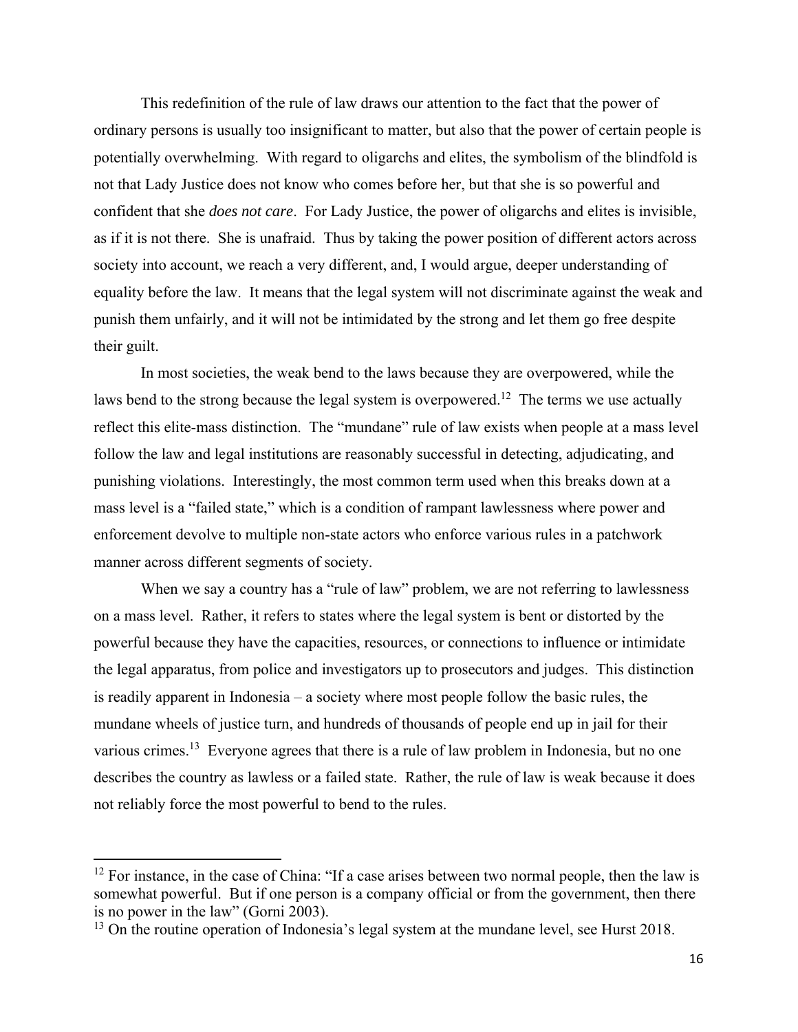This redefinition of the rule of law draws our attention to the fact that the power of ordinary persons is usually too insignificant to matter, but also that the power of certain people is potentially overwhelming. With regard to oligarchs and elites, the symbolism of the blindfold is not that Lady Justice does not know who comes before her, but that she is so powerful and confident that she *does not care*. For Lady Justice, the power of oligarchs and elites is invisible, as if it is not there. She is unafraid. Thus by taking the power position of different actors across society into account, we reach a very different, and, I would argue, deeper understanding of equality before the law. It means that the legal system will not discriminate against the weak and punish them unfairly, and it will not be intimidated by the strong and let them go free despite their guilt.

In most societies, the weak bend to the laws because they are overpowered, while the laws bend to the strong because the legal system is overpowered.[12] The terms we use actually reflect this elite-mass distinction. The "mundane" rule of law exists when people at a mass level follow the law and legal institutions are reasonably successful in detecting, adjudicating, and punishing violations. Interestingly, the most common term used when this breaks down at a mass level is a "failed state," which is a condition of rampant lawlessness where power and enforcement devolve to multiple non-state actors who enforce various rules in a patchwork manner across different segments of society.

When we say a country has a "rule of law" problem, we are not referring to lawlessness on a mass level. Rather, it refers to states where the legal system is bent or distorted by the powerful because they have the capacities, resources, or connections to influence or intimidate the legal apparatus, from police and investigators up to prosecutors and judges. This distinction is readily apparent in Indonesia – a society where most people follow the basic rules, the mundane wheels of justice turn, and hundreds of thousands of people end up in jail for their various crimes.[13] Everyone agrees that there is a rule of law problem in Indonesia, but no one describes the country as lawless or a failed state. Rather, the rule of law is weak because it does not reliably force the most powerful to bend to the rules.

---

[12] For instance, in the case of China: "If a case arises between two normal people, then the law is somewhat powerful. But if one person is a company official or from the government, then there is no power in the law" (Gorni 2003).

[13] On the routine operation of Indonesia's legal system at the mundane level, see Hurst 2018.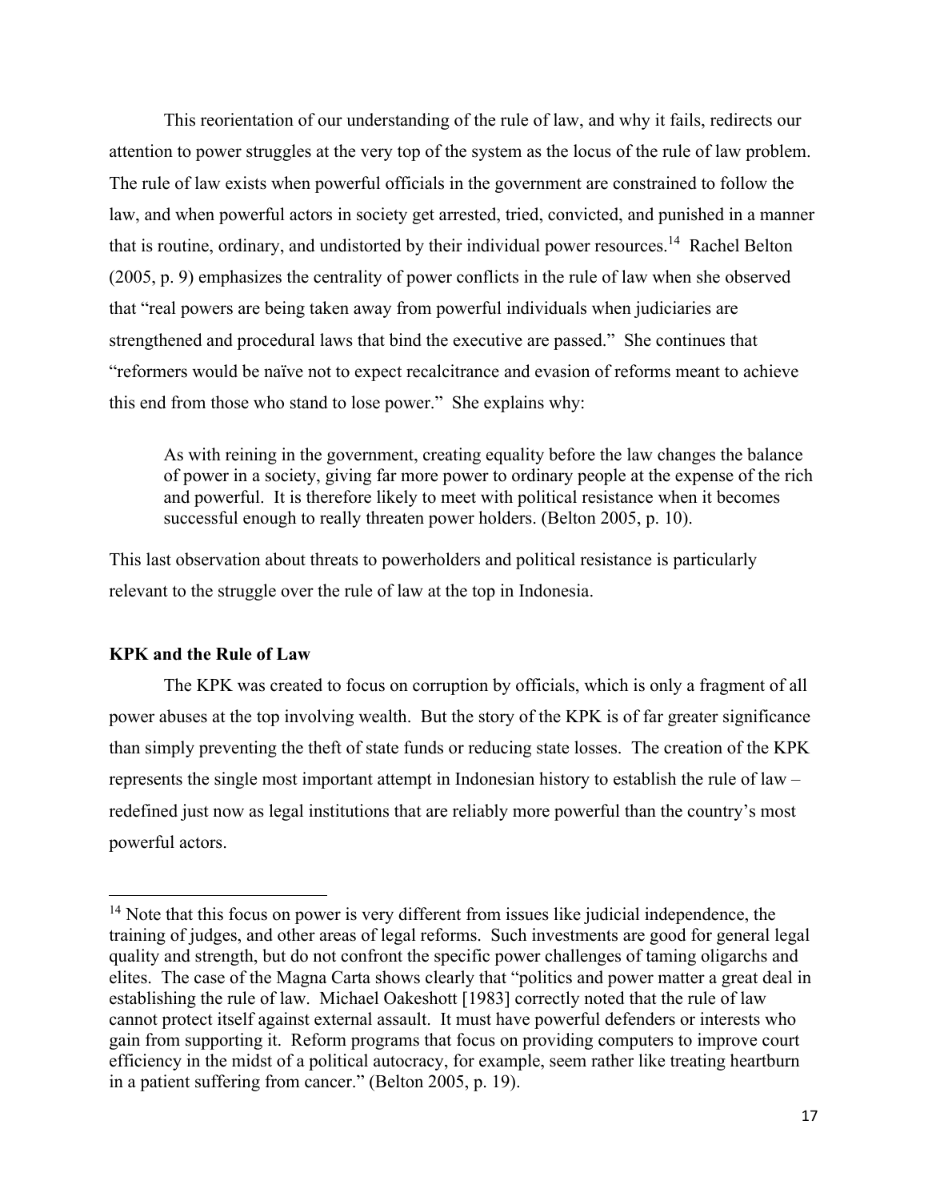This reorientation of our understanding of the rule of law, and why it fails, redirects our attention to power struggles at the very top of the system as the locus of the rule of law problem. The rule of law exists when powerful officials in the government are constrained to follow the law, and when powerful actors in society get arrested, tried, convicted, and punished in a manner that is routine, ordinary, and undistorted by their individual power resources.[14] Rachel Belton (2005, p. 9) emphasizes the centrality of power conflicts in the rule of law when she observed that "real powers are being taken away from powerful individuals when judiciaries are strengthened and procedural laws that bind the executive are passed." She continues that "reformers would be naïve not to expect recalcitrance and evasion of reforms meant to achieve this end from those who stand to lose power." She explains why:

> As with reining in the government, creating equality before the law changes the balance of power in a society, giving far more power to ordinary people at the expense of the rich and powerful. It is therefore likely to meet with political resistance when it becomes successful enough to really threaten power holders. (Belton 2005, p. 10).

This last observation about threats to powerholders and political resistance is particularly relevant to the struggle over the rule of law at the top in Indonesia.

**KPK and the Rule of Law**

The KPK was created to focus on corruption by officials, which is only a fragment of all power abuses at the top involving wealth. But the story of the KPK is of far greater significance than simply preventing the theft of state funds or reducing state losses. The creation of the KPK represents the single most important attempt in Indonesian history to establish the rule of law – redefined just now as legal institutions that are reliably more powerful than the country's most powerful actors.

[14] Note that this focus on power is very different from issues like judicial independence, the training of judges, and other areas of legal reforms. Such investments are good for general legal quality and strength, but do not confront the specific power challenges of taming oligarchs and elites. The case of the Magna Carta shows clearly that "politics and power matter a great deal in establishing the rule of law. Michael Oakeshott [1983] correctly noted that the rule of law cannot protect itself against external assault. It must have powerful defenders or interests who gain from supporting it. Reform programs that focus on providing computers to improve court efficiency in the midst of a political autocracy, for example, seem rather like treating heartburn in a patient suffering from cancer." (Belton 2005, p. 19).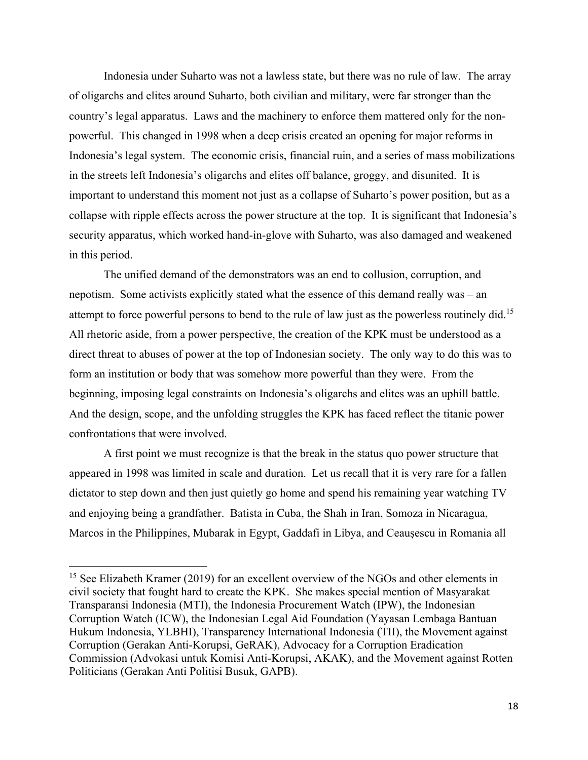Indonesia under Suharto was not a lawless state, but there was no rule of law. The array of oligarchs and elites around Suharto, both civilian and military, were far stronger than the country's legal apparatus. Laws and the machinery to enforce them mattered only for the non-powerful. This changed in 1998 when a deep crisis created an opening for major reforms in Indonesia's legal system. The economic crisis, financial ruin, and a series of mass mobilizations in the streets left Indonesia's oligarchs and elites off balance, groggy, and disunited. It is important to understand this moment not just as a collapse of Suharto's power position, but as a collapse with ripple effects across the power structure at the top. It is significant that Indonesia's security apparatus, which worked hand-in-glove with Suharto, was also damaged and weakened in this period.

The unified demand of the demonstrators was an end to collusion, corruption, and nepotism. Some activists explicitly stated what the essence of this demand really was – an attempt to force powerful persons to bend to the rule of law just as the powerless routinely did.[15] All rhetoric aside, from a power perspective, the creation of the KPK must be understood as a direct threat to abuses of power at the top of Indonesian society. The only way to do this was to form an institution or body that was somehow more powerful than they were. From the beginning, imposing legal constraints on Indonesia's oligarchs and elites was an uphill battle. And the design, scope, and the unfolding struggles the KPK has faced reflect the titanic power confrontations that were involved.

A first point we must recognize is that the break in the status quo power structure that appeared in 1998 was limited in scale and duration. Let us recall that it is very rare for a fallen dictator to step down and then just quietly go home and spend his remaining year watching TV and enjoying being a grandfather. Batista in Cuba, the Shah in Iran, Somoza in Nicaragua, Marcos in the Philippines, Mubarak in Egypt, Gaddafi in Libya, and Ceaușescu in Romania all

---

[15] See Elizabeth Kramer (2019) for an excellent overview of the NGOs and other elements in civil society that fought hard to create the KPK. She makes special mention of Masyarakat Transparansi Indonesia (MTI), the Indonesia Procurement Watch (IPW), the Indonesian Corruption Watch (ICW), the Indonesian Legal Aid Foundation (Yayasan Lembaga Bantuan Hukum Indonesia, YLBHI), Transparency International Indonesia (TII), the Movement against Corruption (Gerakan Anti-Korupsi, GeRAK), Advocacy for a Corruption Eradication Commission (Advokasi untuk Komisi Anti-Korupsi, AKAK), and the Movement against Rotten Politicians (Gerakan Anti Politisi Busuk, GAPB).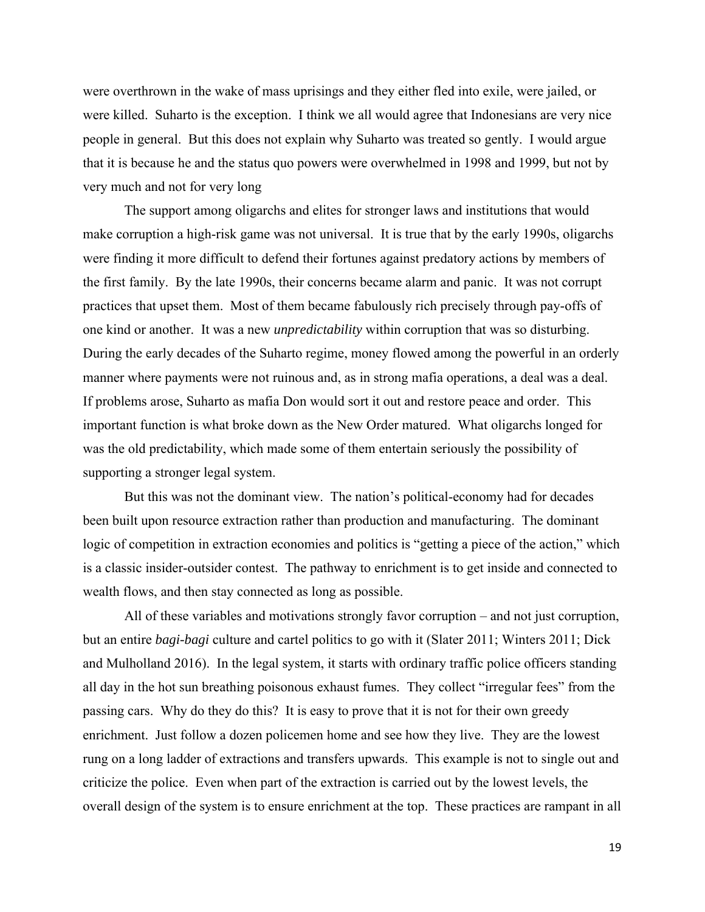were overthrown in the wake of mass uprisings and they either fled into exile, were jailed, or were killed. Suharto is the exception. I think we all would agree that Indonesians are very nice people in general. But this does not explain why Suharto was treated so gently. I would argue that it is because he and the status quo powers were overwhelmed in 1998 and 1999, but not by very much and not for very long

The support among oligarchs and elites for stronger laws and institutions that would make corruption a high-risk game was not universal. It is true that by the early 1990s, oligarchs were finding it more difficult to defend their fortunes against predatory actions by members of the first family. By the late 1990s, their concerns became alarm and panic. It was not corrupt practices that upset them. Most of them became fabulously rich precisely through pay-offs of one kind or another. It was a new *unpredictability* within corruption that was so disturbing. During the early decades of the Suharto regime, money flowed among the powerful in an orderly manner where payments were not ruinous and, as in strong mafia operations, a deal was a deal. If problems arose, Suharto as mafia Don would sort it out and restore peace and order. This important function is what broke down as the New Order matured. What oligarchs longed for was the old predictability, which made some of them entertain seriously the possibility of supporting a stronger legal system.

But this was not the dominant view. The nation's political-economy had for decades been built upon resource extraction rather than production and manufacturing. The dominant logic of competition in extraction economies and politics is "getting a piece of the action," which is a classic insider-outsider contest. The pathway to enrichment is to get inside and connected to wealth flows, and then stay connected as long as possible.

All of these variables and motivations strongly favor corruption – and not just corruption, but an entire *bagi-bagi* culture and cartel politics to go with it (Slater 2011; Winters 2011; Dick and Mulholland 2016). In the legal system, it starts with ordinary traffic police officers standing all day in the hot sun breathing poisonous exhaust fumes. They collect "irregular fees" from the passing cars. Why do they do this? It is easy to prove that it is not for their own greedy enrichment. Just follow a dozen policemen home and see how they live. They are the lowest rung on a long ladder of extractions and transfers upwards. This example is not to single out and criticize the police. Even when part of the extraction is carried out by the lowest levels, the overall design of the system is to ensure enrichment at the top. These practices are rampant in all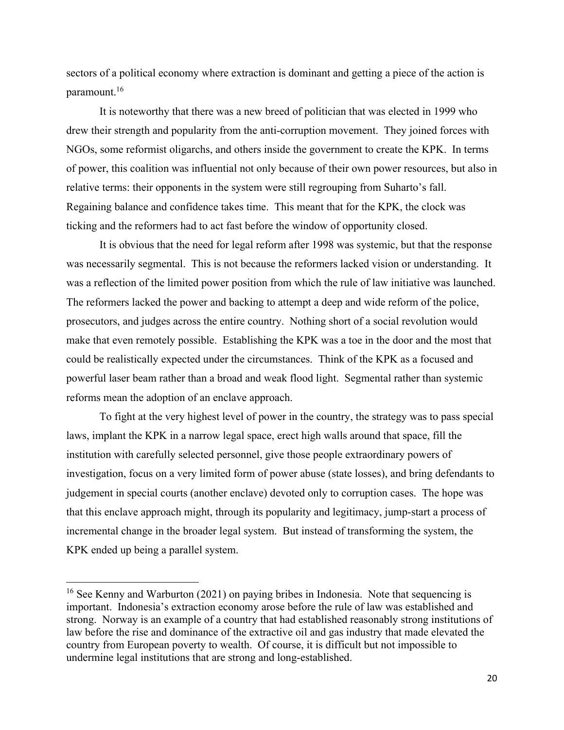sectors of a political economy where extraction is dominant and getting a piece of the action is paramount.[16]

It is noteworthy that there was a new breed of politician that was elected in 1999 who drew their strength and popularity from the anti-corruption movement. They joined forces with NGOs, some reformist oligarchs, and others inside the government to create the KPK. In terms of power, this coalition was influential not only because of their own power resources, but also in relative terms: their opponents in the system were still regrouping from Suharto's fall. Regaining balance and confidence takes time. This meant that for the KPK, the clock was ticking and the reformers had to act fast before the window of opportunity closed.

It is obvious that the need for legal reform after 1998 was systemic, but that the response was necessarily segmental. This is not because the reformers lacked vision or understanding. It was a reflection of the limited power position from which the rule of law initiative was launched. The reformers lacked the power and backing to attempt a deep and wide reform of the police, prosecutors, and judges across the entire country. Nothing short of a social revolution would make that even remotely possible. Establishing the KPK was a toe in the door and the most that could be realistically expected under the circumstances. Think of the KPK as a focused and powerful laser beam rather than a broad and weak flood light. Segmental rather than systemic reforms mean the adoption of an enclave approach.

To fight at the very highest level of power in the country, the strategy was to pass special laws, implant the KPK in a narrow legal space, erect high walls around that space, fill the institution with carefully selected personnel, give those people extraordinary powers of investigation, focus on a very limited form of power abuse (state losses), and bring defendants to judgement in special courts (another enclave) devoted only to corruption cases. The hope was that this enclave approach might, through its popularity and legitimacy, jump-start a process of incremental change in the broader legal system. But instead of transforming the system, the KPK ended up being a parallel system.

---

[16] See Kenny and Warburton (2021) on paying bribes in Indonesia. Note that sequencing is important. Indonesia's extraction economy arose before the rule of law was established and strong. Norway is an example of a country that had established reasonably strong institutions of law before the rise and dominance of the extractive oil and gas industry that made elevated the country from European poverty to wealth. Of course, it is difficult but not impossible to undermine legal institutions that are strong and long-established.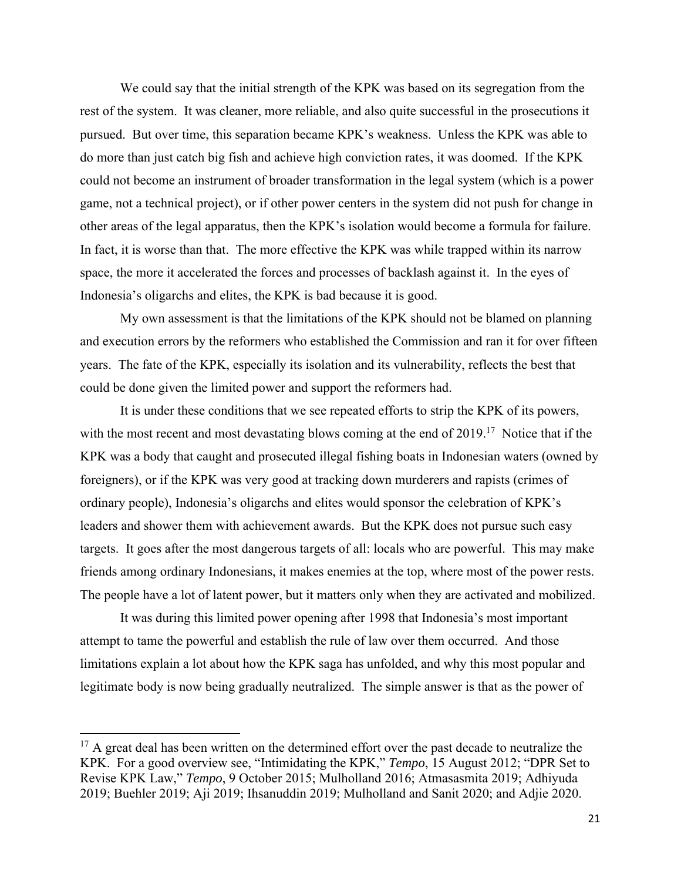We could say that the initial strength of the KPK was based on its segregation from the rest of the system. It was cleaner, more reliable, and also quite successful in the prosecutions it pursued. But over time, this separation became KPK's weakness. Unless the KPK was able to do more than just catch big fish and achieve high conviction rates, it was doomed. If the KPK could not become an instrument of broader transformation in the legal system (which is a power game, not a technical project), or if other power centers in the system did not push for change in other areas of the legal apparatus, then the KPK's isolation would become a formula for failure. In fact, it is worse than that. The more effective the KPK was while trapped within its narrow space, the more it accelerated the forces and processes of backlash against it. In the eyes of Indonesia's oligarchs and elites, the KPK is bad because it is good.

My own assessment is that the limitations of the KPK should not be blamed on planning and execution errors by the reformers who established the Commission and ran it for over fifteen years. The fate of the KPK, especially its isolation and its vulnerability, reflects the best that could be done given the limited power and support the reformers had.

It is under these conditions that we see repeated efforts to strip the KPK of its powers, with the most recent and most devastating blows coming at the end of 2019.[17] Notice that if the KPK was a body that caught and prosecuted illegal fishing boats in Indonesian waters (owned by foreigners), or if the KPK was very good at tracking down murderers and rapists (crimes of ordinary people), Indonesia's oligarchs and elites would sponsor the celebration of KPK's leaders and shower them with achievement awards. But the KPK does not pursue such easy targets. It goes after the most dangerous targets of all: locals who are powerful. This may make friends among ordinary Indonesians, it makes enemies at the top, where most of the power rests. The people have a lot of latent power, but it matters only when they are activated and mobilized.

It was during this limited power opening after 1998 that Indonesia's most important attempt to tame the powerful and establish the rule of law over them occurred. And those limitations explain a lot about how the KPK saga has unfolded, and why this most popular and legitimate body is now being gradually neutralized. The simple answer is that as the power of

---

[17] A great deal has been written on the determined effort over the past decade to neutralize the KPK. For a good overview see, "Intimidating the KPK," *Tempo*, 15 August 2012; "DPR Set to Revise KPK Law," *Tempo*, 9 October 2015; Mulholland 2016; Atmasasmita 2019; Adhiyuda 2019; Buehler 2019; Aji 2019; Ihsanuddin 2019; Mulholland and Sanit 2020; and Adjie 2020.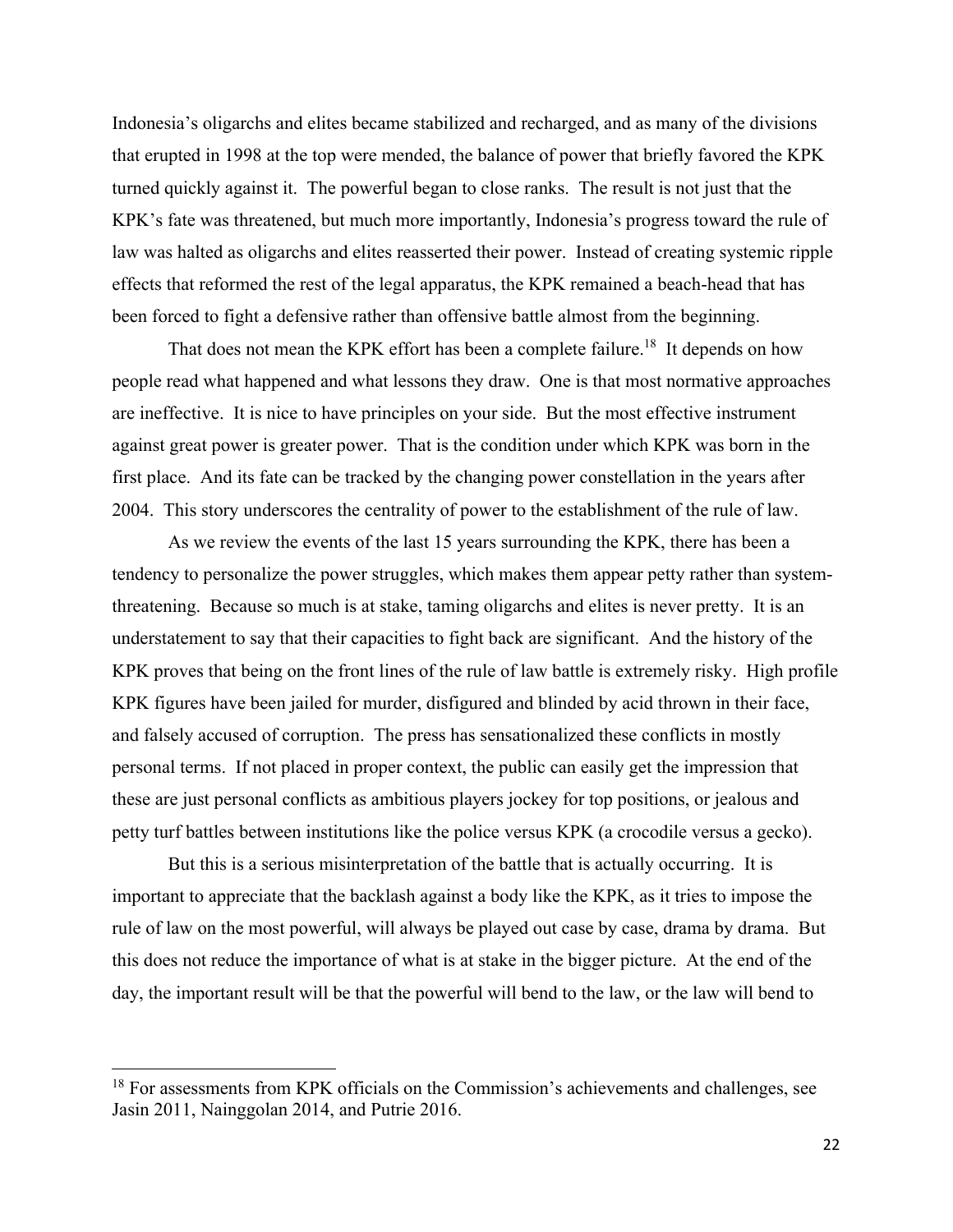Indonesia's oligarchs and elites became stabilized and recharged, and as many of the divisions that erupted in 1998 at the top were mended, the balance of power that briefly favored the KPK turned quickly against it. The powerful began to close ranks. The result is not just that the KPK's fate was threatened, but much more importantly, Indonesia's progress toward the rule of law was halted as oligarchs and elites reasserted their power. Instead of creating systemic ripple effects that reformed the rest of the legal apparatus, the KPK remained a beach-head that has been forced to fight a defensive rather than offensive battle almost from the beginning.

That does not mean the KPK effort has been a complete failure.[18] It depends on how people read what happened and what lessons they draw. One is that most normative approaches are ineffective. It is nice to have principles on your side. But the most effective instrument against great power is greater power. That is the condition under which KPK was born in the first place. And its fate can be tracked by the changing power constellation in the years after 2004. This story underscores the centrality of power to the establishment of the rule of law.

As we review the events of the last 15 years surrounding the KPK, there has been a tendency to personalize the power struggles, which makes them appear petty rather than system-threatening. Because so much is at stake, taming oligarchs and elites is never pretty. It is an understatement to say that their capacities to fight back are significant. And the history of the KPK proves that being on the front lines of the rule of law battle is extremely risky. High profile KPK figures have been jailed for murder, disfigured and blinded by acid thrown in their face, and falsely accused of corruption. The press has sensationalized these conflicts in mostly personal terms. If not placed in proper context, the public can easily get the impression that these are just personal conflicts as ambitious players jockey for top positions, or jealous and petty turf battles between institutions like the police versus KPK (a crocodile versus a gecko).

But this is a serious misinterpretation of the battle that is actually occurring. It is important to appreciate that the backlash against a body like the KPK, as it tries to impose the rule of law on the most powerful, will always be played out case by case, drama by drama. But this does not reduce the importance of what is at stake in the bigger picture. At the end of the day, the important result will be that the powerful will bend to the law, or the law will bend to

---

[18] For assessments from KPK officials on the Commission's achievements and challenges, see Jasin 2011, Nainggolan 2014, and Putrie 2016.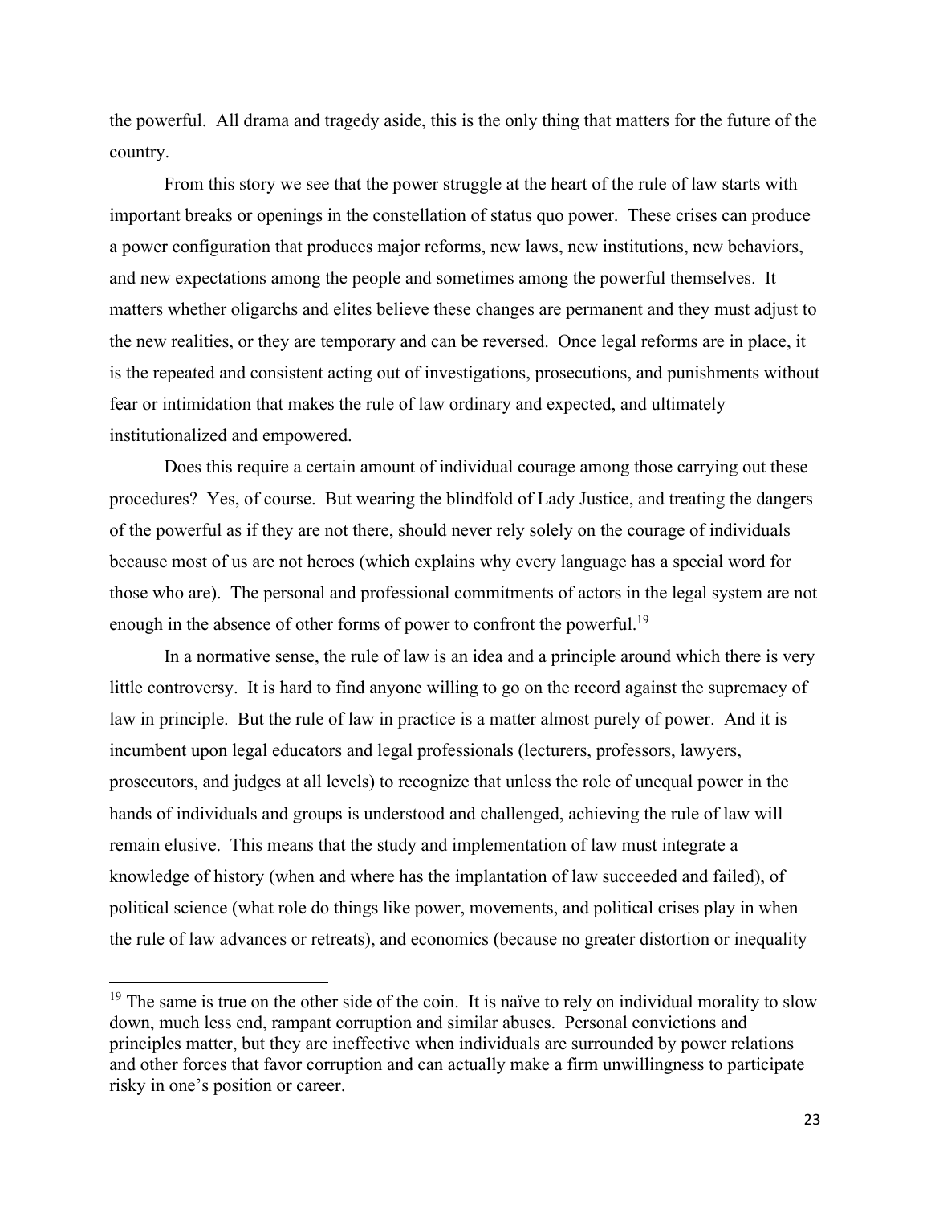the powerful. All drama and tragedy aside, this is the only thing that matters for the future of the country.

From this story we see that the power struggle at the heart of the rule of law starts with important breaks or openings in the constellation of status quo power. These crises can produce a power configuration that produces major reforms, new laws, new institutions, new behaviors, and new expectations among the people and sometimes among the powerful themselves. It matters whether oligarchs and elites believe these changes are permanent and they must adjust to the new realities, or they are temporary and can be reversed. Once legal reforms are in place, it is the repeated and consistent acting out of investigations, prosecutions, and punishments without fear or intimidation that makes the rule of law ordinary and expected, and ultimately institutionalized and empowered.

Does this require a certain amount of individual courage among those carrying out these procedures? Yes, of course. But wearing the blindfold of Lady Justice, and treating the dangers of the powerful as if they are not there, should never rely solely on the courage of individuals because most of us are not heroes (which explains why every language has a special word for those who are). The personal and professional commitments of actors in the legal system are not enough in the absence of other forms of power to confront the powerful.[19]

In a normative sense, the rule of law is an idea and a principle around which there is very little controversy. It is hard to find anyone willing to go on the record against the supremacy of law in principle. But the rule of law in practice is a matter almost purely of power. And it is incumbent upon legal educators and legal professionals (lecturers, professors, lawyers, prosecutors, and judges at all levels) to recognize that unless the role of unequal power in the hands of individuals and groups is understood and challenged, achieving the rule of law will remain elusive. This means that the study and implementation of law must integrate a knowledge of history (when and where has the implantation of law succeeded and failed), of political science (what role do things like power, movements, and political crises play in when the rule of law advances or retreats), and economics (because no greater distortion or inequality

[19] The same is true on the other side of the coin. It is naïve to rely on individual morality to slow down, much less end, rampant corruption and similar abuses. Personal convictions and principles matter, but they are ineffective when individuals are surrounded by power relations and other forces that favor corruption and can actually make a firm unwillingness to participate risky in one's position or career.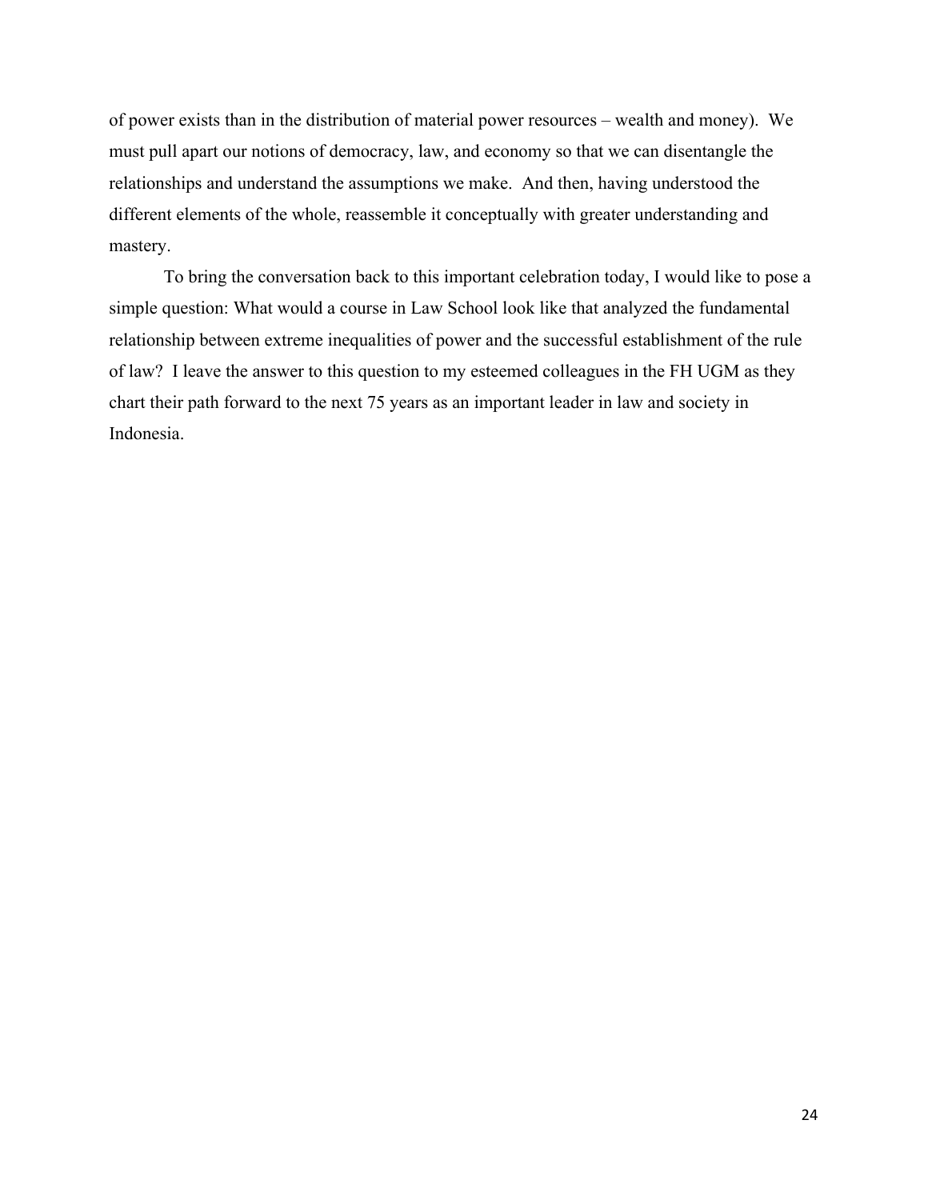of power exists than in the distribution of material power resources – wealth and money). We must pull apart our notions of democracy, law, and economy so that we can disentangle the relationships and understand the assumptions we make. And then, having understood the different elements of the whole, reassemble it conceptually with greater understanding and mastery.

To bring the conversation back to this important celebration today, I would like to pose a simple question: What would a course in Law School look like that analyzed the fundamental relationship between extreme inequalities of power and the successful establishment of the rule of law? I leave the answer to this question to my esteemed colleagues in the FH UGM as they chart their path forward to the next 75 years as an important leader in law and society in Indonesia.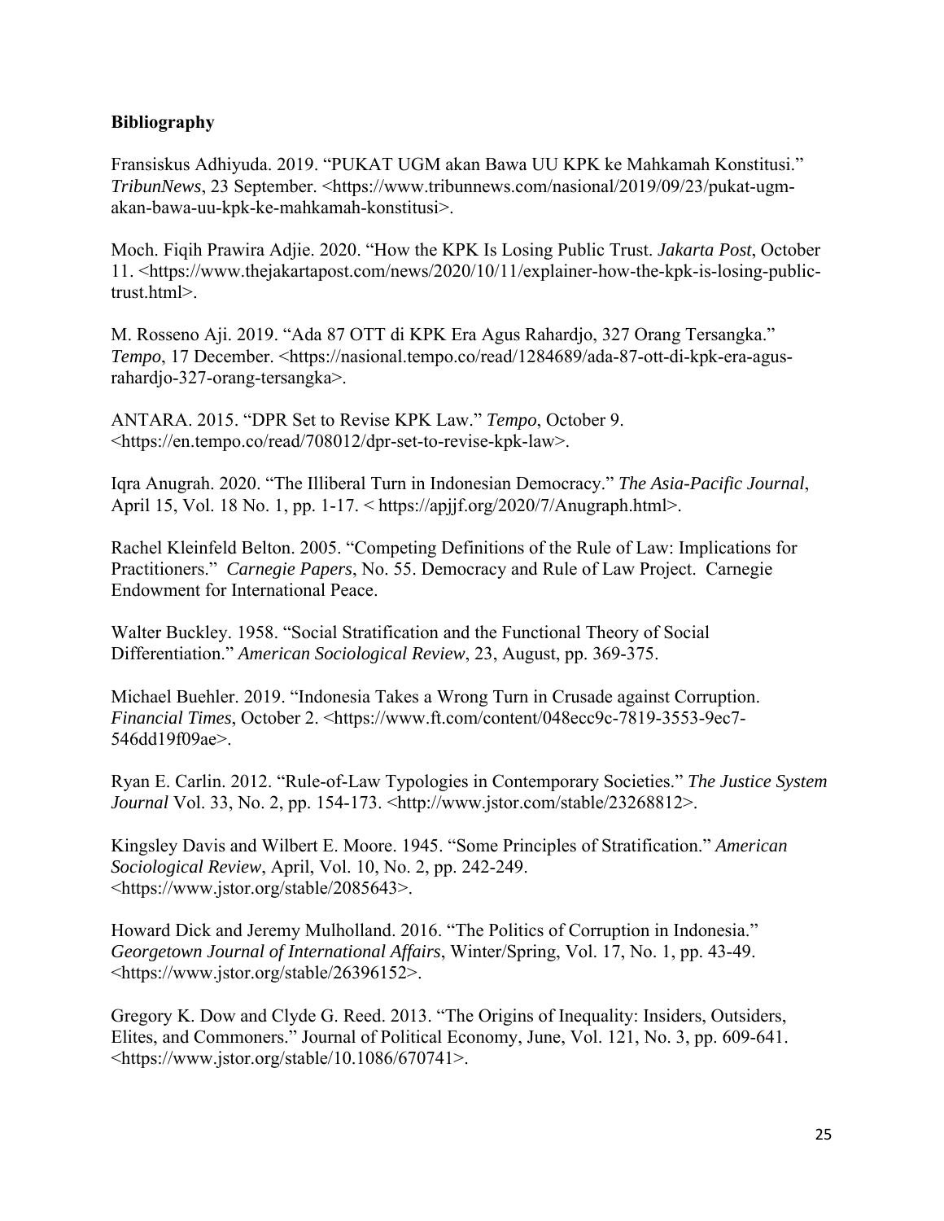**Bibliography**

Fransiskus Adhiyuda. 2019. "PUKAT UGM akan Bawa UU KPK ke Mahkamah Konstitusi." *TribunNews*, 23 September. <https://www.tribunnews.com/nasional/2019/09/23/pukat-ugm-akan-bawa-uu-kpk-ke-mahkamah-konstitusi>.

Moch. Fiqih Prawira Adjie. 2020. "How the KPK Is Losing Public Trust. *Jakarta Post*, October 11. <https://www.thejakartapost.com/news/2020/10/11/explainer-how-the-kpk-is-losing-public-trust.html>.

M. Rosseno Aji. 2019. "Ada 87 OTT di KPK Era Agus Rahardjo, 327 Orang Tersangka." *Tempo*, 17 December. <https://nasional.tempo.co/read/1284689/ada-87-ott-di-kpk-era-agus-rahardjo-327-orang-tersangka>.

ANTARA. 2015. "DPR Set to Revise KPK Law." *Tempo*, October 9. <https://en.tempo.co/read/708012/dpr-set-to-revise-kpk-law>.

Iqra Anugrah. 2020. "The Illiberal Turn in Indonesian Democracy." *The Asia-Pacific Journal*, April 15, Vol. 18 No. 1, pp. 1-17. < https://apjjf.org/2020/7/Anugraph.html>.

Rachel Kleinfeld Belton. 2005. "Competing Definitions of the Rule of Law: Implications for Practitioners." *Carnegie Papers*, No. 55. Democracy and Rule of Law Project. Carnegie Endowment for International Peace.

Walter Buckley. 1958. "Social Stratification and the Functional Theory of Social Differentiation." *American Sociological Review*, 23, August, pp. 369-375.

Michael Buehler. 2019. "Indonesia Takes a Wrong Turn in Crusade against Corruption. *Financial Times*, October 2. <https://www.ft.com/content/048ecc9c-7819-3553-9ec7-546dd19f09ae>.

Ryan E. Carlin. 2012. "Rule-of-Law Typologies in Contemporary Societies." *The Justice System Journal* Vol. 33, No. 2, pp. 154-173. <http://www.jstor.com/stable/23268812>.

Kingsley Davis and Wilbert E. Moore. 1945. "Some Principles of Stratification." *American Sociological Review*, April, Vol. 10, No. 2, pp. 242-249. <https://www.jstor.org/stable/2085643>.

Howard Dick and Jeremy Mulholland. 2016. "The Politics of Corruption in Indonesia." *Georgetown Journal of International Affairs*, Winter/Spring, Vol. 17, No. 1, pp. 43-49. <https://www.jstor.org/stable/26396152>.

Gregory K. Dow and Clyde G. Reed. 2013. "The Origins of Inequality: Insiders, Outsiders, Elites, and Commoners." Journal of Political Economy, June, Vol. 121, No. 3, pp. 609-641. <https://www.jstor.org/stable/10.1086/670741>.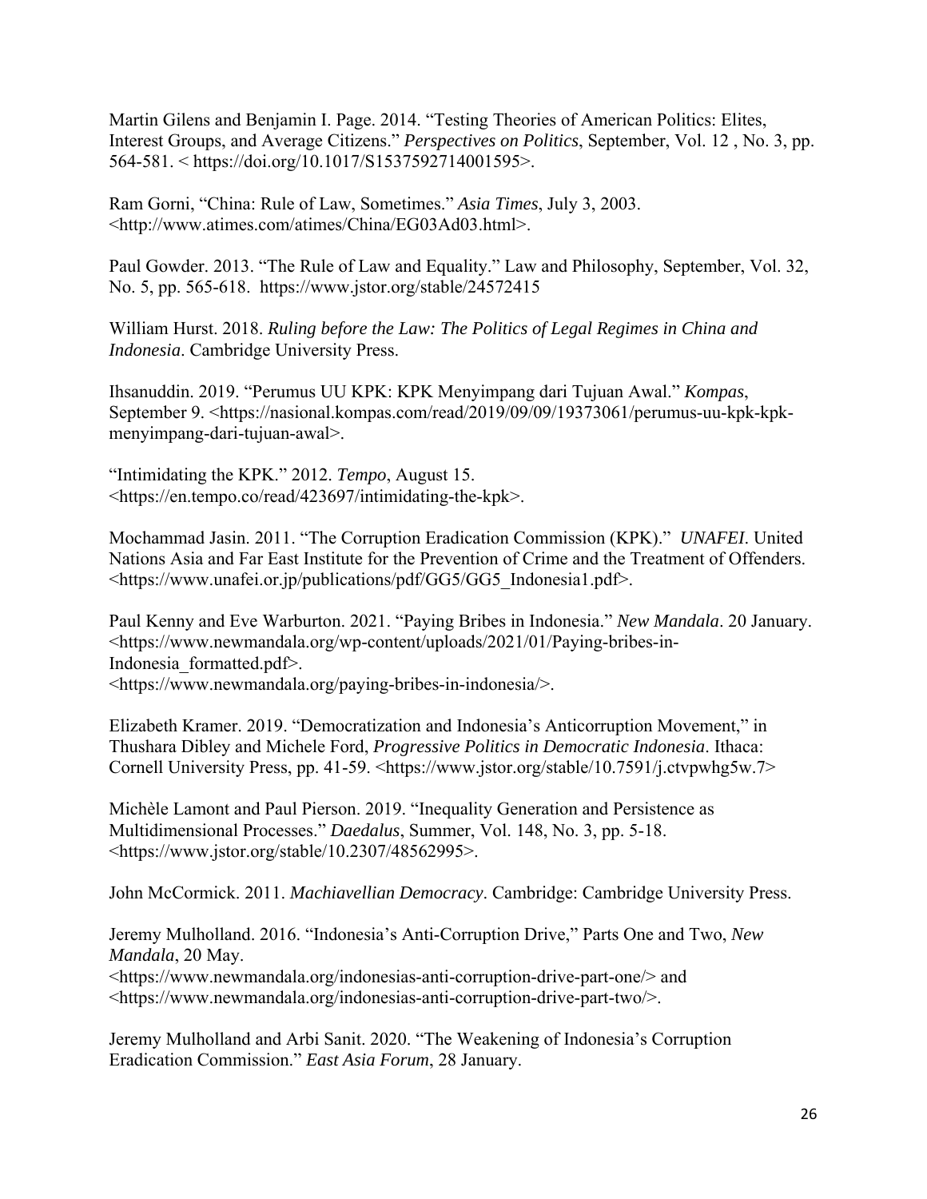Martin Gilens and Benjamin I. Page. 2014. "Testing Theories of American Politics: Elites, Interest Groups, and Average Citizens." *Perspectives on Politics*, September, Vol. 12 , No. 3, pp. 564-581. < https://doi.org/10.1017/S1537592714001595>.

Ram Gorni, "China: Rule of Law, Sometimes." *Asia Times*, July 3, 2003. <http://www.atimes.com/atimes/China/EG03Ad03.html>.

Paul Gowder. 2013. "The Rule of Law and Equality." Law and Philosophy, September, Vol. 32, No. 5, pp. 565-618. https://www.jstor.org/stable/24572415

William Hurst. 2018. *Ruling before the Law: The Politics of Legal Regimes in China and Indonesia*. Cambridge University Press.

Ihsanuddin. 2019. "Perumus UU KPK: KPK Menyimpang dari Tujuan Awal." *Kompas*, September 9. <https://nasional.kompas.com/read/2019/09/09/19373061/perumus-uu-kpk-kpk-menyimpang-dari-tujuan-awal>.

"Intimidating the KPK." 2012. *Tempo*, August 15. <https://en.tempo.co/read/423697/intimidating-the-kpk>.

Mochammad Jasin. 2011. "The Corruption Eradication Commission (KPK)." *UNAFEI*. United Nations Asia and Far East Institute for the Prevention of Crime and the Treatment of Offenders. <https://www.unafei.or.jp/publications/pdf/GG5/GG5_Indonesia1.pdf>.

Paul Kenny and Eve Warburton. 2021. "Paying Bribes in Indonesia." *New Mandala*. 20 January. <https://www.newmandala.org/wp-content/uploads/2021/01/Paying-bribes-in-Indonesia_formatted.pdf>.
<https://www.newmandala.org/paying-bribes-in-indonesia/>.

Elizabeth Kramer. 2019. "Democratization and Indonesia's Anticorruption Movement," in Thushara Dibley and Michele Ford, *Progressive Politics in Democratic Indonesia*. Ithaca: Cornell University Press, pp. 41-59. <https://www.jstor.org/stable/10.7591/j.ctvpwhg5w.7>

Michèle Lamont and Paul Pierson. 2019. "Inequality Generation and Persistence as Multidimensional Processes." *Daedalus*, Summer, Vol. 148, No. 3, pp. 5-18. <https://www.jstor.org/stable/10.2307/48562995>.

John McCormick. 2011. *Machiavellian Democracy*. Cambridge: Cambridge University Press.

Jeremy Mulholland. 2016. "Indonesia's Anti-Corruption Drive," Parts One and Two, *New Mandala*, 20 May.
<https://www.newmandala.org/indonesias-anti-corruption-drive-part-one/> and <https://www.newmandala.org/indonesias-anti-corruption-drive-part-two/>.

Jeremy Mulholland and Arbi Sanit. 2020. "The Weakening of Indonesia's Corruption Eradication Commission." *East Asia Forum*, 28 January.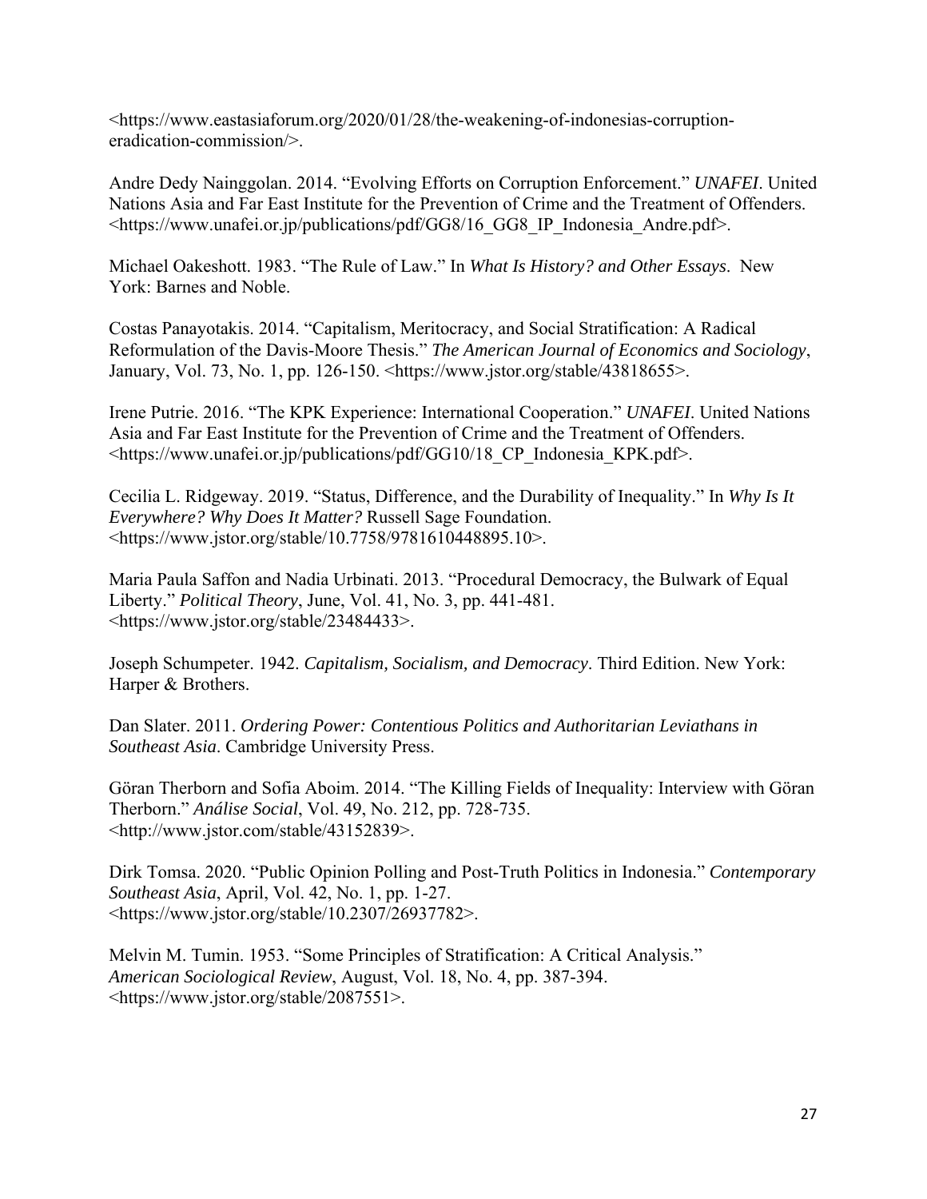<https://www.eastasiaforum.org/2020/01/28/the-weakening-of-indonesias-corruption-eradication-commission/>.

Andre Dedy Nainggolan. 2014. "Evolving Efforts on Corruption Enforcement." *UNAFEI*. United Nations Asia and Far East Institute for the Prevention of Crime and the Treatment of Offenders. <https://www.unafei.or.jp/publications/pdf/GG8/16_GG8_IP_Indonesia_Andre.pdf>.

Michael Oakeshott. 1983. "The Rule of Law." In *What Is History? and Other Essays*. New York: Barnes and Noble.

Costas Panayotakis. 2014. "Capitalism, Meritocracy, and Social Stratification: A Radical Reformulation of the Davis-Moore Thesis." *The American Journal of Economics and Sociology*, January, Vol. 73, No. 1, pp. 126-150. <https://www.jstor.org/stable/43818655>.

Irene Putrie. 2016. "The KPK Experience: International Cooperation." *UNAFEI*. United Nations Asia and Far East Institute for the Prevention of Crime and the Treatment of Offenders. <https://www.unafei.or.jp/publications/pdf/GG10/18_CP_Indonesia_KPK.pdf>.

Cecilia L. Ridgeway. 2019. "Status, Difference, and the Durability of Inequality." In *Why Is It Everywhere? Why Does It Matter?* Russell Sage Foundation. <https://www.jstor.org/stable/10.7758/9781610448895.10>.

Maria Paula Saffon and Nadia Urbinati. 2013. "Procedural Democracy, the Bulwark of Equal Liberty." *Political Theory*, June, Vol. 41, No. 3, pp. 441-481. <https://www.jstor.org/stable/23484433>.

Joseph Schumpeter. 1942. *Capitalism, Socialism, and Democracy*. Third Edition. New York: Harper & Brothers.

Dan Slater. 2011. *Ordering Power: Contentious Politics and Authoritarian Leviathans in Southeast Asia*. Cambridge University Press.

Göran Therborn and Sofia Aboim. 2014. "The Killing Fields of Inequality: Interview with Göran Therborn." *Análise Social*, Vol. 49, No. 212, pp. 728-735. <http://www.jstor.com/stable/43152839>.

Dirk Tomsa. 2020. "Public Opinion Polling and Post-Truth Politics in Indonesia." *Contemporary Southeast Asia*, April, Vol. 42, No. 1, pp. 1-27. <https://www.jstor.org/stable/10.2307/26937782>.

Melvin M. Tumin. 1953. "Some Principles of Stratification: A Critical Analysis." *American Sociological Review*, August, Vol. 18, No. 4, pp. 387-394. <https://www.jstor.org/stable/2087551>.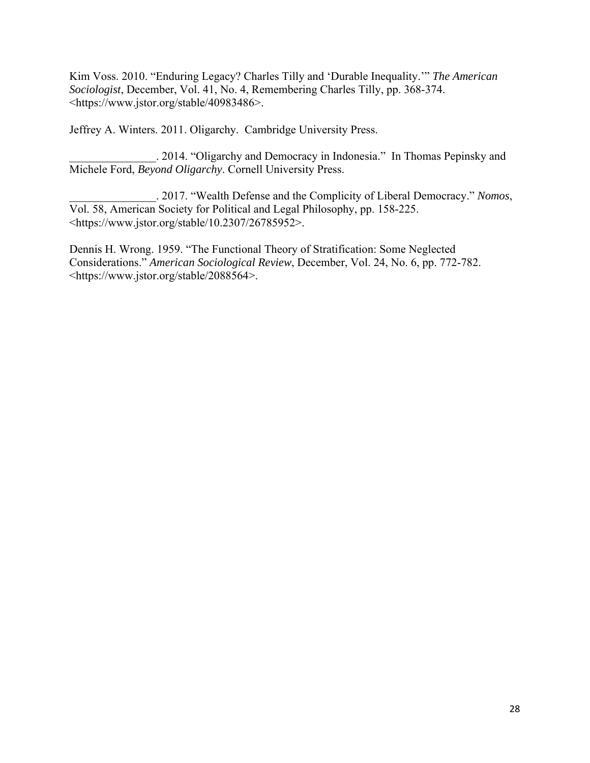Kim Voss. 2010. "Enduring Legacy? Charles Tilly and 'Durable Inequality.'" *The American Sociologist*, December, Vol. 41, No. 4, Remembering Charles Tilly, pp. 368-374. <https://www.jstor.org/stable/40983486>.

Jeffrey A. Winters. 2011. Oligarchy. Cambridge University Press.

_______________. 2014. "Oligarchy and Democracy in Indonesia." In Thomas Pepinsky and Michele Ford, *Beyond Oligarchy*. Cornell University Press.

_______________. 2017. "Wealth Defense and the Complicity of Liberal Democracy." *Nomos*, Vol. 58, American Society for Political and Legal Philosophy, pp. 158-225. <https://www.jstor.org/stable/10.2307/26785952>.

Dennis H. Wrong. 1959. "The Functional Theory of Stratification: Some Neglected Considerations." *American Sociological Review*, December, Vol. 24, No. 6, pp. 772-782. <https://www.jstor.org/stable/2088564>.